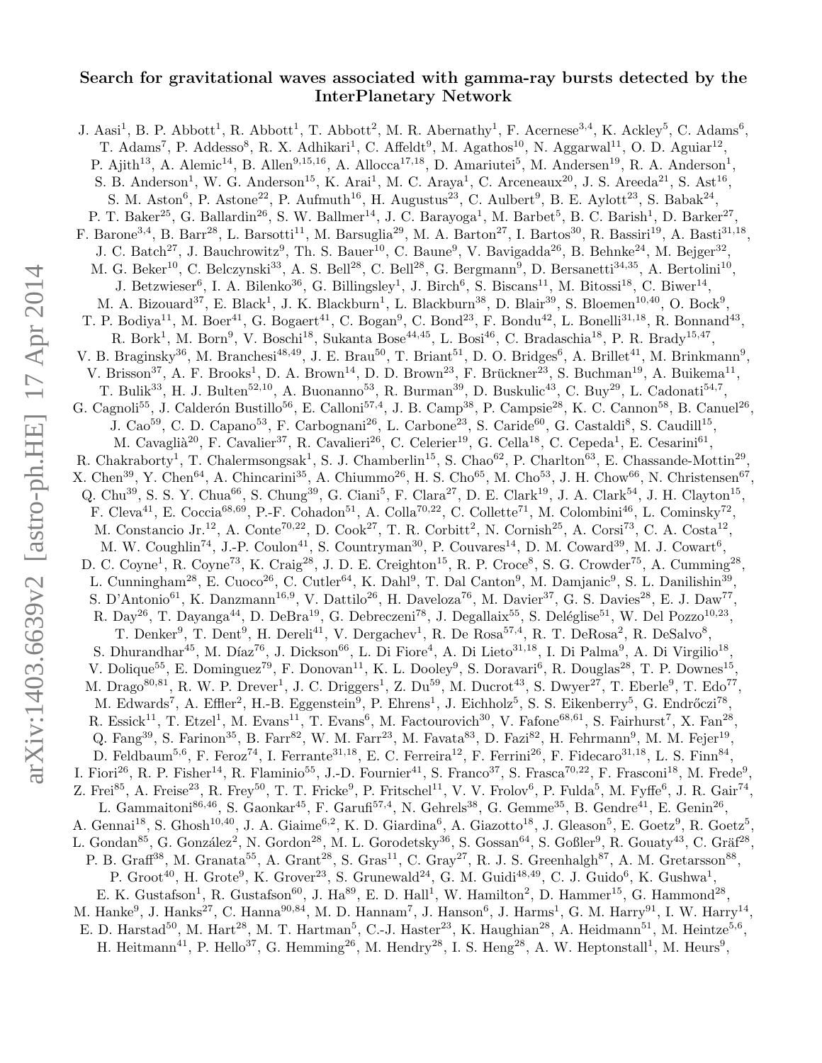# Search for gravitational waves associated with gamma-ray bursts detected by the InterPlanetary Network

J. Aasi[1], B. P. Abbott[1], R. Abbott[1], T. Abbott[2], M. R. Abernathy[1], F. Acernese[3,4], K. Ackley[5], C. Adams[6], T. Adams[7], P. Addesso[8], R. X. Adhikari[1], C. Affeldt[9], M. Agathos[10], N. Aggarwal[11], O. D. Aguiar[12], P. Ajith[13], A. Alemic[14], B. Allen[9,15,16], A. Allocca[17,18], D. Amariutei[5], M. Andersen[19], R. A. Anderson[1], S. B. Anderson[1], W. G. Anderson[15], K. Arai[1], M. C. Araya[1], C. Arceneaux[20], J. S. Areeda[21], S. Ast[16], S. M. Aston[6], P. Astone[22], P. Aufmuth[16], H. Augustus[23], C. Aulbert[9], B. E. Aylott[23], S. Babak[24], P. T. Baker[25], G. Ballardin[26], S. W. Ballmer[14], J. C. Barayoga[1], M. Barbet[5], B. C. Barish[1], D. Barker[27], F. Barone[3,4], B. Barr[28], L. Barsotti[11], M. Barsuglia[29], M. A. Barton[27], I. Bartos[30], R. Bassiri[19], A. Basti[31,18], J. C. Batch[27], J. Bauchrowitz[9], Th. S. Bauer[10], C. Baune[9], V. Bavigadda[26], B. Behnke[24], M. Bejger[32], M. G. Beker[10], C. Belczynski[33], A. S. Bell[28], C. Bell[28], G. Bergmann[9], D. Bersanetti[34,35], A. Bertolini[10], J. Betzwieser[6], I. A. Bilenko[36], G. Billingsley[1], J. Birch[6], S. Biscans[11], M. Bitossi[18], C. Biwer[14], M. A. Bizouard[37], E. Black[1], J. K. Blackburn[1], L. Blackburn[38], D. Blair[39], S. Bloemen[10,40], O. Bock[9], T. P. Bodiya[11], M. Boer[41], G. Bogaert[41], C. Bogan[9], C. Bond[23], F. Bondu[42], L. Bonelli[31,18], R. Bonnand[43], R. Bork[1], M. Born[9], V. Boschi[18], Sukanta Bose[44,45], L. Bosi[46], C. Bradaschia[18], P. R. Brady[15,47], V. B. Braginsky[36], M. Branchesi[48,49], J. E. Brau[50], T. Briant[51], D. O. Bridges[6], A. Brillet[41], M. Brinkmann[9], V. Brisson[37], A. F. Brooks[1], D. A. Brown[14], D. D. Brown[23], F. Brückner[23], S. Buchman[19], A. Buikema[11], T. Bulik[33], H. J. Bulten[52,10], A. Buonanno[53], R. Burman[39], D. Buskulic[43], C. Buy[29], L. Cadonati[54,7], G. Cagnoli[55], J. Calderón Bustillo[56], E. Calloni[57,4], J. B. Camp[38], P. Campsie[28], K. C. Cannon[58], B. Canuel[26], J. Cao[59], C. D. Capano[53], F. Carbognani[26], L. Carbone[23], S. Caride[60], G. Castaldi[8], S. Caudill[15], M. Cavaglià[20], F. Cavalier[37], R. Cavalieri[26], C. Celerier[19], G. Cella[18], C. Cepeda[1], E. Cesarini[61], R. Chakraborty[1], T. Chalermsongsak[1], S. J. Chamberlin[15], S. Chao[62], P. Charlton[63], E. Chassande-Mottin[29], X. Chen[39], Y. Chen[64], A. Chincarini[35], A. Chiummo[26], H. S. Cho[65], M. Cho[53], J. H. Chow[66], N. Christensen[67], Q. Chu[39], S. S. Y. Chua[66], S. Chung[39], G. Ciani[5], F. Clara[27], D. E. Clark[19], J. A. Clark[54], J. H. Clayton[15], F. Cleva[41], E. Coccia[68,69], P.-F. Cohadon[51], A. Colla[70,22], C. Collette[71], M. Colombini[46], L. Cominsky[72], M. Constancio Jr.[12], A. Conte[70,22], D. Cook[27], T. R. Corbitt[2], N. Cornish[25], A. Corsi[73], C. A. Costa[12], M. W. Coughlin[74], J.-P. Coulon[41], S. Countryman[30], P. Couvares[14], D. M. Coward[39], M. J. Cowart[6], D. C. Coyne[1], R. Coyne[73], K. Craig[28], J. D. E. Creighton[15], R. P. Croce[8], S. G. Crowder[75], A. Cumming[28], L. Cunningham[28], E. Cuoco[26], C. Cutler[64], K. Dahl[9], T. Dal Canton[9], M. Damjanic[9], S. L. Danilishin[39], S. D'Antonio[61], K. Danzmann[16,9], V. Dattilo[26], H. Daveloza[76], M. Davier[37], G. S. Davies[28], E. J. Daw[77], R. Day[26], T. Dayanga[44], D. DeBra[19], G. Debreczeni[78], J. Degallaix[55], S. Deléglise[51], W. Del Pozzo[10,23], T. Denker[9], T. Dent[9], H. Dereli[41], V. Dergachev[1], R. De Rosa[57,4], R. T. DeRosa[2], R. DeSalvo[8], S. Dhurandhar[45], M. Díaz[76], J. Dickson[66], L. Di Fiore[4], A. Di Lieto[31,18], I. Di Palma[9], A. Di Virgilio[18], V. Dolique[55], E. Dominguez[79], F. Donovan[11], K. L. Dooley[9], S. Doravari[6], R. Douglas[28], T. P. Downes[15], M. Drago[80,81], R. W. P. Drever[1], J. C. Driggers[1], Z. Du[59], M. Ducrot[43], S. Dwyer[27], T. Eberle[9], T. Edo[77], M. Edwards[7], A. Effler[2], H.-B. Eggenstein[9], P. Ehrens[1], J. Eichholz[5], S. S. Eikenberry[5], G. Endrőczi[78], R. Essick[11], T. Etzel[1], M. Evans[11], T. Evans[6], M. Factourovich[30], V. Fafone[68,61], S. Fairhurst[7], X. Fan[28], Q. Fang[39], S. Farinon[35], B. Farr[82], W. M. Farr[23], M. Favata[83], D. Fazi[82], H. Fehrmann[9], M. M. Fejer[19], D. Feldbaum[5,6], F. Feroz[74], I. Ferrante[31,18], E. C. Ferreira[12], F. Ferrini[26], F. Fidecaro[31,18], L. S. Finn[84], I. Fiori[26], R. P. Fisher[14], R. Flaminio[55], J.-D. Fournier[41], S. Franco[37], S. Frasca[70,22], F. Frasconi[18], M. Frede[9], Z. Frei[85], A. Freise[23], R. Frey[50], T. T. Fricke[9], P. Fritschel[11], V. V. Frolov[6], P. Fulda[5], M. Fyffe[6], J. R. Gair[74], L. Gammaitoni[86,46], S. Gaonkar[45], F. Garufi[57,4], N. Gehrels[38], G. Gemme[35], B. Gendre[41], E. Genin[26], A. Gennai[18], S. Ghosh[10,40], J. A. Giaime[6,2], K. D. Giardina[6], A. Giazotto[18], J. Gleason[5], E. Goetz[9], R. Goetz[5], L. Gondan[85], G. González[2], N. Gordon[28], M. L. Gorodetsky[36], S. Gossan[64], S. Goßler[9], R. Gouaty[43], C. Gräf[28], P. B. Graff[38], M. Granata[55], A. Grant[28], S. Gras[11], C. Gray[27], R. J. S. Greenhalgh[87], A. M. Gretarsson[88], P. Groot[40], H. Grote[9], K. Grover[23], S. Grunewald[24], G. M. Guidi[48,49], C. J. Guido[6], K. Gushwa[1], E. K. Gustafson[1], R. Gustafson[60], J. Ha[89], E. D. Hall[1], W. Hamilton[2], D. Hammer[15], G. Hammond[28], M. Hanke[9], J. Hanks[27], C. Hanna[90,84], M. D. Hannam[7], J. Hanson[6], J. Harms[1], G. M. Harry[91], I. W. Harry[14], E. D. Harstad[50], M. Hart[28], M. T. Hartman[5], C.-J. Haster[23], K. Haughian[28], A. Heidmann[51], M. Heintze[5,6], H. Heitmann[41], P. Hello[37], G. Hemming[26], M. Hendry[28], I. S. Heng[28], A. W. Heptonstall[1], M. Heurs[9],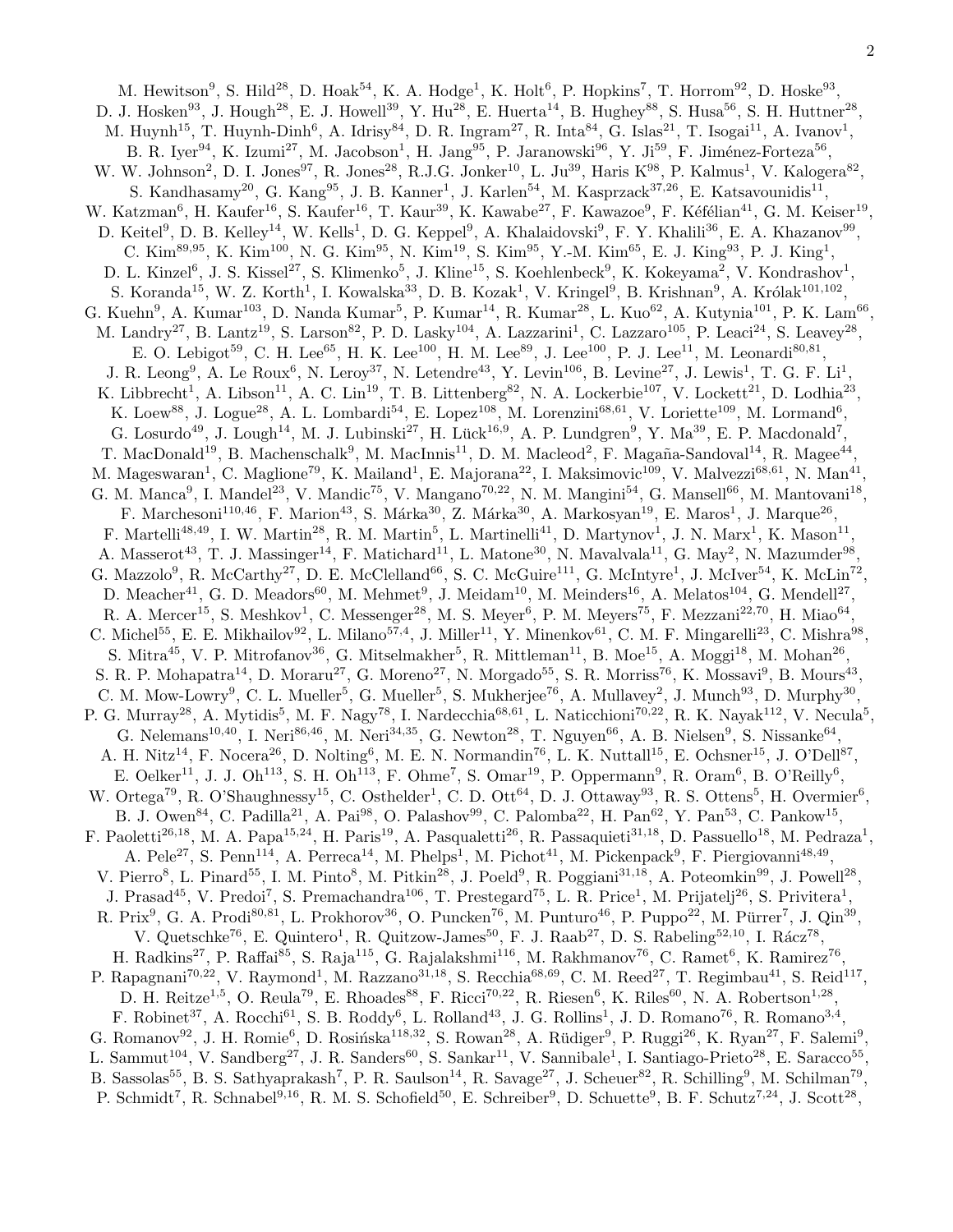M. Hewitson[9], S. Hild[28], D. Hoak[54], K. A. Hodge[1], K. Holt[6], P. Hopkins[7], T. Horrom[92], D. Hoske[93], D. J. Hosken[93], J. Hough[28], E. J. Howell[39], Y. Hu[28], E. Huerta[14], B. Hughey[88], S. Husa[56], S. H. Huttner[28], M. Huynh[15], T. Huynh-Dinh[6], A. Idrisy[84], D. R. Ingram[27], R. Inta[84], G. Islas[21], T. Isogai[11], A. Ivanov[1], B. R. Iyer[94], K. Izumi[27], M. Jacobson[1], H. Jang[95], P. Jaranowski[96], Y. Ji[59], F. Jiménez-Forteza[56], W. W. Johnson[2], D. I. Jones[97], R. Jones[28], R.J.G. Jonker[10], L. Ju[39], Haris K[98], P. Kalmus[1], V. Kalogera[82], S. Kandhasamy[20], G. Kang[95], J. B. Kanner[1], J. Karlen[54], M. Kasprzack[37,26], E. Katsavounidis[11], W. Katzman[6], H. Kaufer[16], S. Kaufer[16], T. Kaur[39], K. Kawabe[27], F. Kawazoe[9], F. Kéfélian[41], G. M. Keiser[19], D. Keitel[9], D. B. Kelley[14], W. Kells[1], D. G. Keppel[9], A. Khalaidovski[9], F. Y. Khalili[36], E. A. Khazanov[99], C. Kim[89,95], K. Kim[100], N. G. Kim[95], N. Kim[19], S. Kim[95], Y.-M. Kim[65], E. J. King[93], P. J. King[1], D. L. Kinzel[6], J. S. Kissel[27], S. Klimenko[5], J. Kline[15], S. Koehlenbeck[9], K. Kokeyama[2], V. Kondrashov[1], S. Koranda[15], W. Z. Korth[1], I. Kowalska[33], D. B. Kozak[1], V. Kringel[9], B. Krishnan[9], A. Królak[101,102], G. Kuehn[9], A. Kumar[103], D. Nanda Kumar[5], P. Kumar[14], R. Kumar[28], L. Kuo[62], A. Kutynia[101], P. K. Lam[66], M. Landry[27], B. Lantz[19], S. Larson[82], P. D. Lasky[104], A. Lazzarini[1], C. Lazzaro[105], P. Leaci[24], S. Leavey[28], E. O. Lebigot[59], C. H. Lee[65], H. K. Lee[100], H. M. Lee[89], J. Lee[100], P. J. Lee[11], M. Leonardi[80,81], J. R. Leong[9], A. Le Roux[6], N. Leroy[37], N. Letendre[43], Y. Levin[106], B. Levine[27], J. Lewis[1], T. G. F. Li[1], K. Libbrecht[1], A. Libson[11], A. C. Lin[19], T. B. Littenberg[82], N. A. Lockerbie[107], V. Lockett[21], D. Lodhia[23], K. Loew[88], J. Logue[28], A. L. Lombardi[54], E. Lopez[108], M. Lorenzini[68,61], V. Loriette[109], M. Lormand[6], G. Losurdo[49], J. Lough[14], M. J. Lubinski[27], H. Lück[16,9], A. P. Lundgren[9], Y. Ma[39], E. P. Macdonald[7], T. MacDonald[19], B. Machenschalk[9], M. MacInnis[11], D. M. Macleod[2], F. Magaña-Sandoval[14], R. Magee[44], M. Mageswaran[1], C. Maglione[79], K. Mailand[1], E. Majorana[22], I. Maksimovic[109], V. Malvezzi[68,61], N. Man[41], G. M. Manca[9], I. Mandel[23], V. Mandic[75], V. Mangano[70,22], N. M. Mangini[54], G. Mansell[66], M. Mantovani[18], F. Marchesoni[110,46], F. Marion[43], S. Márka[30], Z. Márka[30], A. Markosyan[19], E. Maros[1], J. Marque[26], F. Martelli[48,49], I. W. Martin[28], R. M. Martin[5], L. Martinelli[41], D. Martynov[1], J. N. Marx[1], K. Mason[11], A. Masserot[43], T. J. Massinger[14], F. Matichard[11], L. Matone[30], N. Mavalvala[11], G. May[2], N. Mazumder[98], G. Mazzolo[9], R. McCarthy[27], D. E. McClelland[66], S. C. McGuire[111], G. McIntyre[1], J. McIver[54], K. McLin[72], D. Meacher[41], G. D. Meadors[60], M. Mehmet[9], J. Meidam[10], M. Meinders[16], A. Melatos[104], G. Mendell[27], R. A. Mercer[15], S. Meshkov[1], C. Messenger[28], M. S. Meyer[6], P. M. Meyers[75], F. Mezzani[22,70], H. Miao[64], C. Michel[55], E. E. Mikhailov[92], L. Milano[57,4], J. Miller[11], Y. Minenkov[61], C. M. F. Mingarelli[23], C. Mishra[98], S. Mitra[45], V. P. Mitrofanov[36], G. Mitselmakher[5], R. Mittleman[11], B. Moe[15], A. Moggi[18], M. Mohan[26], S. R. P. Mohapatra[14], D. Moraru[27], G. Moreno[27], N. Morgado[55], S. R. Morriss[76], K. Mossavi[9], B. Mours[43], C. M. Mow-Lowry[9], C. L. Mueller[5], G. Mueller[5], S. Mukherjee[76], A. Mullavey[2], J. Munch[93], D. Murphy[30], P. G. Murray[28], A. Mytidis[5], M. F. Nagy[78], I. Nardecchia[68,61], L. Naticchioni[70,22], R. K. Nayak[112], V. Necula[5], G. Nelemans[10,40], I. Neri[86,46], M. Neri[34,35], G. Newton[28], T. Nguyen[66], A. B. Nielsen[9], S. Nissanke[64], A. H. Nitz[14], F. Nocera[26], D. Nolting[6], M. E. N. Normandin[76], L. K. Nuttall[15], E. Ochsner[15], J. O'Dell[87], E. Oelker[11], J. J. Oh[113], S. H. Oh[113], F. Ohme[7], S. Omar[19], P. Oppermann[9], R. Oram[6], B. O'Reilly[6], W. Ortega[79], R. O'Shaughnessy[15], C. Osthelder[1], C. D. Ott[64], D. J. Ottaway[93], R. S. Ottens[5], H. Overmier[6], B. J. Owen[84], C. Padilla[21], A. Pai[98], O. Palashov[99], C. Palomba[22], H. Pan[62], Y. Pan[53], C. Pankow[15], F. Paoletti[26,18], M. A. Papa[15,24], H. Paris[19], A. Pasqualetti[26], R. Passaquieti[31,18], D. Passuello[18], M. Pedraza[1], A. Pele[27], S. Penn[114], A. Perreca[14], M. Phelps[1], M. Pichot[41], M. Pickenpack[9], F. Piergiovanni[48,49], V. Pierro[8], L. Pinard[55], I. M. Pinto[8], M. Pitkin[28], J. Poeld[9], R. Poggiani[31,18], A. Poteomkin[99], J. Powell[28], J. Prasad[45], V. Predoi[7], S. Premachandra[106], T. Prestegard[75], L. R. Price[1], M. Prijatelj[26], S. Privitera[1], R. Prix[9], G. A. Prodi[80,81], L. Prokhorov[36], O. Puncken[76], M. Punturo[46], P. Puppo[22], M. Pürrer[7], J. Qin[39], V. Quetschke[76], E. Quintero[1], R. Quitzow-James[50], F. J. Raab[27], D. S. Rabeling[52,10], I. Rácz[78], H. Radkins[27], P. Raffai[85], S. Raja[115], G. Rajalakshmi[116], M. Rakhmanov[76], C. Ramet[6], K. Ramirez[76], P. Rapagnani[70,22], V. Raymond[1], M. Razzano[31,18], S. Recchia[68,69], C. M. Reed[27], T. Regimbau[41], S. Reid[117], D. H. Reitze[1,5], O. Reula[79], E. Rhoades[88], F. Ricci[70,22], R. Riesen[6], K. Riles[60], N. A. Robertson[1,28], F. Robinet[37], A. Rocchi[61], S. B. Roddy[6], L. Rolland[43], J. G. Rollins[1], J. D. Romano[76], R. Romano[3,4], G. Romanov[92], J. H. Romie[6], D. Rosińska[118,32], S. Rowan[28], A. Rüdiger[9], P. Ruggi[26], K. Ryan[27], F. Salemi[9], L. Sammut[104], V. Sandberg[27], J. R. Sanders[60], S. Sankar[11], V. Sannibale[1], I. Santiago-Prieto[28], E. Saracco[55], B. Sassolas[55], B. S. Sathyaprakash[7], P. R. Saulson[14], R. Savage[27], J. Scheuer[82], R. Schilling[9], M. Schilman[79], P. Schmidt[7], R. Schnabel[9,16], R. M. S. Schofield[50], E. Schreiber[9], D. Schuette[9], B. F. Schutz[7,24], J. Scott[28],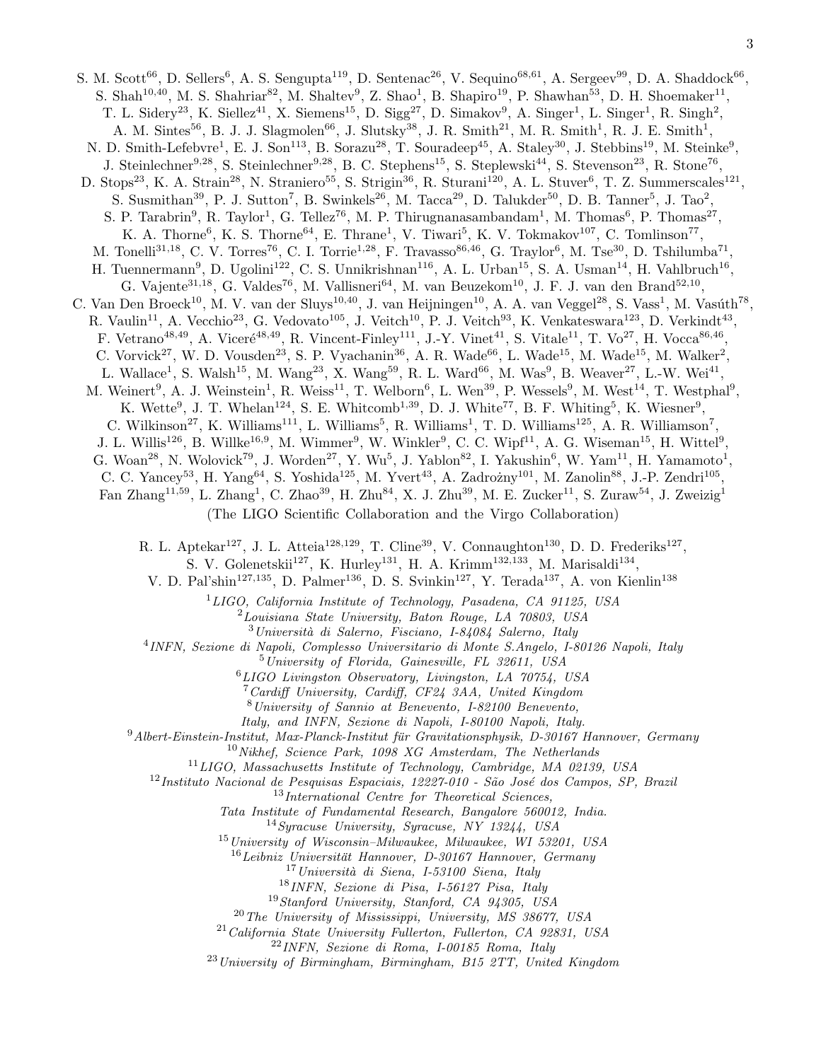S. M. Scott[66], D. Sellers[6], A. S. Sengupta[119], D. Sentenac[26], V. Sequino[68,61], A. Sergeev[99], D. A. Shaddock[66], S. Shah[10,40], M. S. Shahriar[82], M. Shaltev[9], Z. Shao[1], B. Shapiro[19], P. Shawhan[53], D. H. Shoemaker[11], T. L. Sidery[23], K. Siellez[41], X. Siemens[15], D. Sigg[27], D. Simakov[9], A. Singer[1], L. Singer[1], R. Singh[2], A. M. Sintes[56], B. J. J. Slagmolen[66], J. Slutsky[38], J. R. Smith[21], M. R. Smith[1], R. J. E. Smith[1], N. D. Smith-Lefebvre[1], E. J. Son[113], B. Sorazu[28], T. Souradeep[45], A. Staley[30], J. Stebbins[19], M. Steinke[9], J. Steinlechner[9,28], S. Steinlechner[9,28], B. C. Stephens[15], S. Steplewski[44], S. Stevenson[23], R. Stone[76], D. Stops[23], K. A. Strain[28], N. Straniero[55], S. Strigin[36], R. Sturani[120], A. L. Stuver[6], T. Z. Summerscales[121], S. Susmithan[39], P. J. Sutton[7], B. Swinkels[26], M. Tacca[29], D. Talukder[50], D. B. Tanner[5], J. Tao[2], S. P. Tarabrin[9], R. Taylor[1], G. Tellez[76], M. P. Thirugnanasambandam[1], M. Thomas[6], P. Thomas[27], K. A. Thorne[6], K. S. Thorne[64], E. Thrane[1], V. Tiwari[5], K. V. Tokmakov[107], C. Tomlinson[77], M. Tonelli[31,18], C. V. Torres[76], C. I. Torrie[1,28], F. Travasso[86,46], G. Traylor[6], M. Tse[30], D. Tshilumba[71], H. Tuennermann[9], D. Ugolini[122], C. S. Unnikrishnan[116], A. L. Urban[15], S. A. Usman[14], H. Vahlbruch[16], G. Vajente[31,18], G. Valdes[76], M. Vallisneri[64], M. van Beuzekom[10], J. F. J. van den Brand[52,10], C. Van Den Broeck[10], M. V. van der Sluys[10,40], J. van Heijningen[10], A. A. van Veggel[28], S. Vass[1], M. Vasúth[78], R. Vaulin[11], A. Vecchio[23], G. Vedovato[105], J. Veitch[10], P. J. Veitch[93], K. Venkateswara[123], D. Verkindt[43], F. Vetrano[48,49], A. Viceré[48,49], R. Vincent-Finley[111], J.-Y. Vinet[41], S. Vitale[11], T. Vo[27], H. Vocca[86,46], C. Vorvick[27], W. D. Vousden[23], S. P. Vyachanin[36], A. R. Wade[66], L. Wade[15], M. Wade[15], M. Walker[2], L. Wallace[1], S. Walsh[15], M. Wang[23], X. Wang[59], R. L. Ward[66], M. Was[9], B. Weaver[27], L.-W. Wei[41], M. Weinert[9], A. J. Weinstein[1], R. Weiss[11], T. Welborn[6], L. Wen[39], P. Wessels[9], M. West[14], T. Westphal[9], K. Wette[9], J. T. Whelan[124], S. E. Whitcomb[1,39], D. J. White[77], B. F. Whiting[5], K. Wiesner[9], C. Wilkinson[27], K. Williams[111], L. Williams[5], R. Williams[1], T. D. Williams[125], A. R. Williamson[7], J. L. Willis[126], B. Willke[16,9], M. Wimmer[9], W. Winkler[9], C. C. Wipf[11], A. G. Wiseman[15], H. Wittel[9], G. Woan[28], N. Wolovick[79], J. Worden[27], Y. Wu[5], J. Yablon[82], I. Yakushin[6], W. Yam[11], H. Yamamoto[1], C. C. Yancey[53], H. Yang[64], S. Yoshida[125], M. Yvert[43], A. Zadrożny[101], M. Zanolin[88], J.-P. Zendri[105], Fan Zhang[11,59], L. Zhang[1], C. Zhao[39], H. Zhu[84], X. J. Zhu[39], M. E. Zucker[11], S. Zuraw[54], J. Zweizig[1]

(The LIGO Scientific Collaboration and the Virgo Collaboration)

R. L. Aptekar[127], J. L. Atteia[128,129], T. Cline[39], V. Connaughton[130], D. D. Frederiks[127], S. V. Golenetskii[127], K. Hurley[131], H. A. Krimm[132,133], M. Marisaldi[134], V. D. Pal'shin[127,135], D. Palmer[136], D. S. Svinkin[127], Y. Terada[137], A. von Kienlin[138]

[1] *LIGO, California Institute of Technology, Pasadena, CA 91125, USA*
[2] *Louisiana State University, Baton Rouge, LA 70803, USA*
[3] *Università di Salerno, Fisciano, I-84084 Salerno, Italy*
[4] *INFN, Sezione di Napoli, Complesso Universitario di Monte S.Angelo, I-80126 Napoli, Italy*
[5] *University of Florida, Gainesville, FL 32611, USA*
[6] *LIGO Livingston Observatory, Livingston, LA 70754, USA*
[7] *Cardiff University, Cardiff, CF24 3AA, United Kingdom*
[8] *University of Sannio at Benevento, I-82100 Benevento, Italy, and INFN, Sezione di Napoli, I-80100 Napoli, Italy.*
[9] *Albert-Einstein-Institut, Max-Planck-Institut für Gravitationsphysik, D-30167 Hannover, Germany*
[10] *Nikhef, Science Park, 1098 XG Amsterdam, The Netherlands*
[11] *LIGO, Massachusetts Institute of Technology, Cambridge, MA 02139, USA*
[12] *Instituto Nacional de Pesquisas Espaciais, 12227-010 - São José dos Campos, SP, Brazil*
[13] *International Centre for Theoretical Sciences, Tata Institute of Fundamental Research, Bangalore 560012, India.*
[14] *Syracuse University, Syracuse, NY 13244, USA*
[15] *University of Wisconsin–Milwaukee, Milwaukee, WI 53201, USA*
[16] *Leibniz Universität Hannover, D-30167 Hannover, Germany*
[17] *Università di Siena, I-53100 Siena, Italy*
[18] *INFN, Sezione di Pisa, I-56127 Pisa, Italy*
[19] *Stanford University, Stanford, CA 94305, USA*
[20] *The University of Mississippi, University, MS 38677, USA*
[21] *California State University Fullerton, Fullerton, CA 92831, USA*
[22] *INFN, Sezione di Roma, I-00185 Roma, Italy*
[23] *University of Birmingham, Birmingham, B15 2TT, United Kingdom*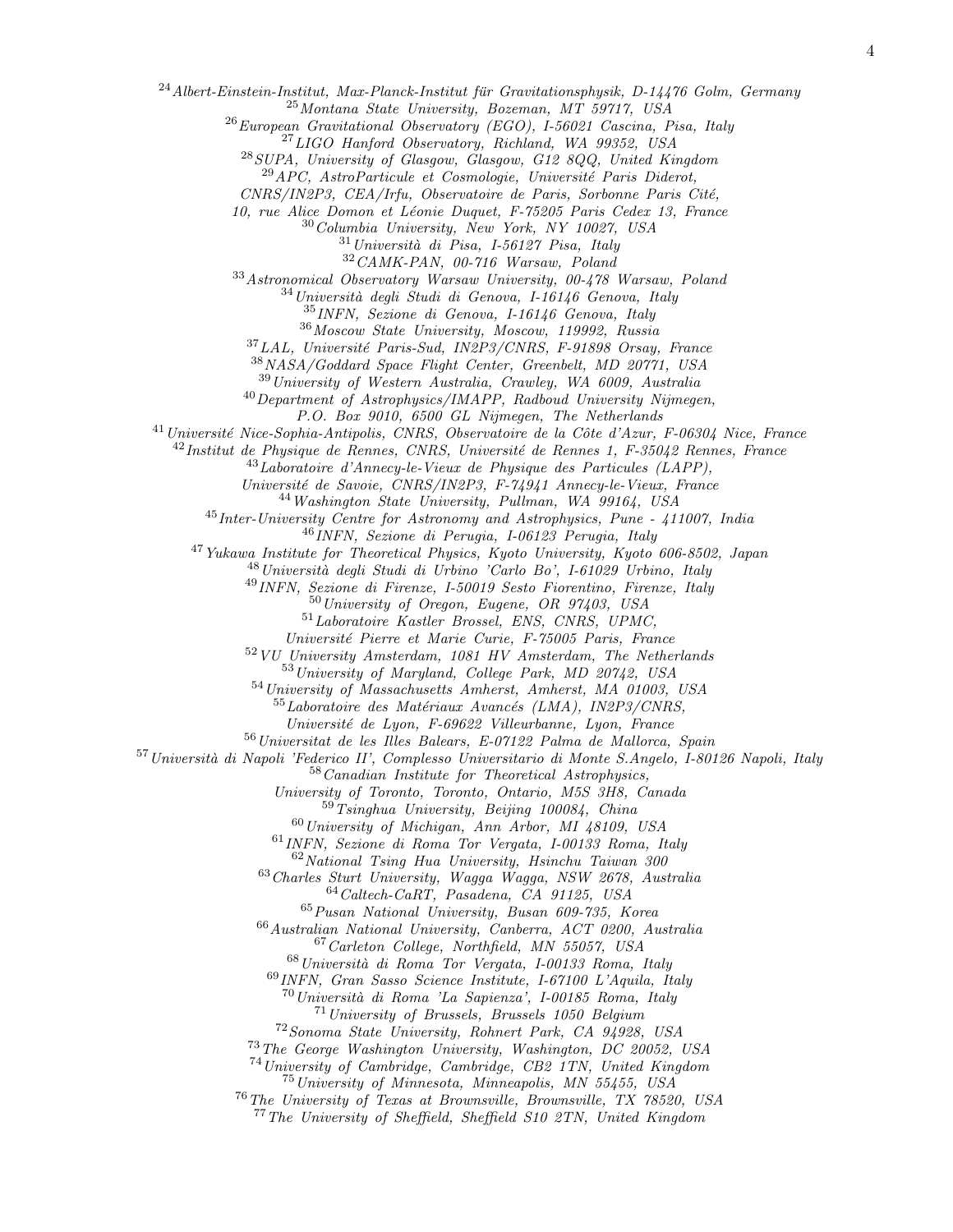[24] *Albert-Einstein-Institut, Max-Planck-Institut für Gravitationsphysik, D-14476 Golm, Germany*
[25] *Montana State University, Bozeman, MT 59717, USA*
[26] *European Gravitational Observatory (EGO), I-56021 Cascina, Pisa, Italy*
[27] *LIGO Hanford Observatory, Richland, WA 99352, USA*
[28] *SUPA, University of Glasgow, Glasgow, G12 8QQ, United Kingdom*
[29] *APC, AstroParticule et Cosmologie, Université Paris Diderot, CNRS/IN2P3, CEA/Irfu, Observatoire de Paris, Sorbonne Paris Cité, 10, rue Alice Domon et Léonie Duquet, F-75205 Paris Cedex 13, France*
[30] *Columbia University, New York, NY 10027, USA*
[31] *Università di Pisa, I-56127 Pisa, Italy*
[32] *CAMK-PAN, 00-716 Warsaw, Poland*
[33] *Astronomical Observatory Warsaw University, 00-478 Warsaw, Poland*
[34] *Università degli Studi di Genova, I-16146 Genova, Italy*
[35] *INFN, Sezione di Genova, I-16146 Genova, Italy*
[36] *Moscow State University, Moscow, 119992, Russia*
[37] *LAL, Université Paris-Sud, IN2P3/CNRS, F-91898 Orsay, France*
[38] *NASA/Goddard Space Flight Center, Greenbelt, MD 20771, USA*
[39] *University of Western Australia, Crawley, WA 6009, Australia*
[40] *Department of Astrophysics/IMAPP, Radboud University Nijmegen, P.O. Box 9010, 6500 GL Nijmegen, The Netherlands*
[41] *Université Nice-Sophia-Antipolis, CNRS, Observatoire de la Côte d'Azur, F-06304 Nice, France*
[42] *Institut de Physique de Rennes, CNRS, Université de Rennes 1, F-35042 Rennes, France*
[43] *Laboratoire d'Annecy-le-Vieux de Physique des Particules (LAPP), Université de Savoie, CNRS/IN2P3, F-74941 Annecy-le-Vieux, France*
[44] *Washington State University, Pullman, WA 99164, USA*
[45] *Inter-University Centre for Astronomy and Astrophysics, Pune - 411007, India*
[46] *INFN, Sezione di Perugia, I-06123 Perugia, Italy*
[47] *Yukawa Institute for Theoretical Physics, Kyoto University, Kyoto 606-8502, Japan*
[48] *Università degli Studi di Urbino 'Carlo Bo', I-61029 Urbino, Italy*
[49] *INFN, Sezione di Firenze, I-50019 Sesto Fiorentino, Firenze, Italy*
[50] *University of Oregon, Eugene, OR 97403, USA*
[51] *Laboratoire Kastler Brossel, ENS, CNRS, UPMC, Université Pierre et Marie Curie, F-75005 Paris, France*
[52] *VU University Amsterdam, 1081 HV Amsterdam, The Netherlands*
[53] *University of Maryland, College Park, MD 20742, USA*
[54] *University of Massachusetts Amherst, Amherst, MA 01003, USA*
[55] *Laboratoire des Matériaux Avancés (LMA), IN2P3/CNRS, Université de Lyon, F-69622 Villeurbanne, Lyon, France*
[56] *Universitat de les Illes Balears, E-07122 Palma de Mallorca, Spain*
[57] *Università di Napoli 'Federico II', Complesso Universitario di Monte S.Angelo, I-80126 Napoli, Italy*
[58] *Canadian Institute for Theoretical Astrophysics, University of Toronto, Toronto, Ontario, M5S 3H8, Canada*
[59] *Tsinghua University, Beijing 100084, China*
[60] *University of Michigan, Ann Arbor, MI 48109, USA*
[61] *INFN, Sezione di Roma Tor Vergata, I-00133 Roma, Italy*
[62] *National Tsing Hua University, Hsinchu Taiwan 300*
[63] *Charles Sturt University, Wagga Wagga, NSW 2678, Australia*
[64] *Caltech-CaRT, Pasadena, CA 91125, USA*
[65] *Pusan National University, Busan 609-735, Korea*
[66] *Australian National University, Canberra, ACT 0200, Australia*
[67] *Carleton College, Northfield, MN 55057, USA*
[68] *Università di Roma Tor Vergata, I-00133 Roma, Italy*
[69] *INFN, Gran Sasso Science Institute, I-67100 L'Aquila, Italy*
[70] *Università di Roma 'La Sapienza', I-00185 Roma, Italy*
[71] *University of Brussels, Brussels 1050 Belgium*
[72] *Sonoma State University, Rohnert Park, CA 94928, USA*
[73] *The George Washington University, Washington, DC 20052, USA*
[74] *University of Cambridge, Cambridge, CB2 1TN, United Kingdom*
[75] *University of Minnesota, Minneapolis, MN 55455, USA*
[76] *The University of Texas at Brownsville, Brownsville, TX 78520, USA*
[77] *The University of Sheffield, Sheffield S10 2TN, United Kingdom*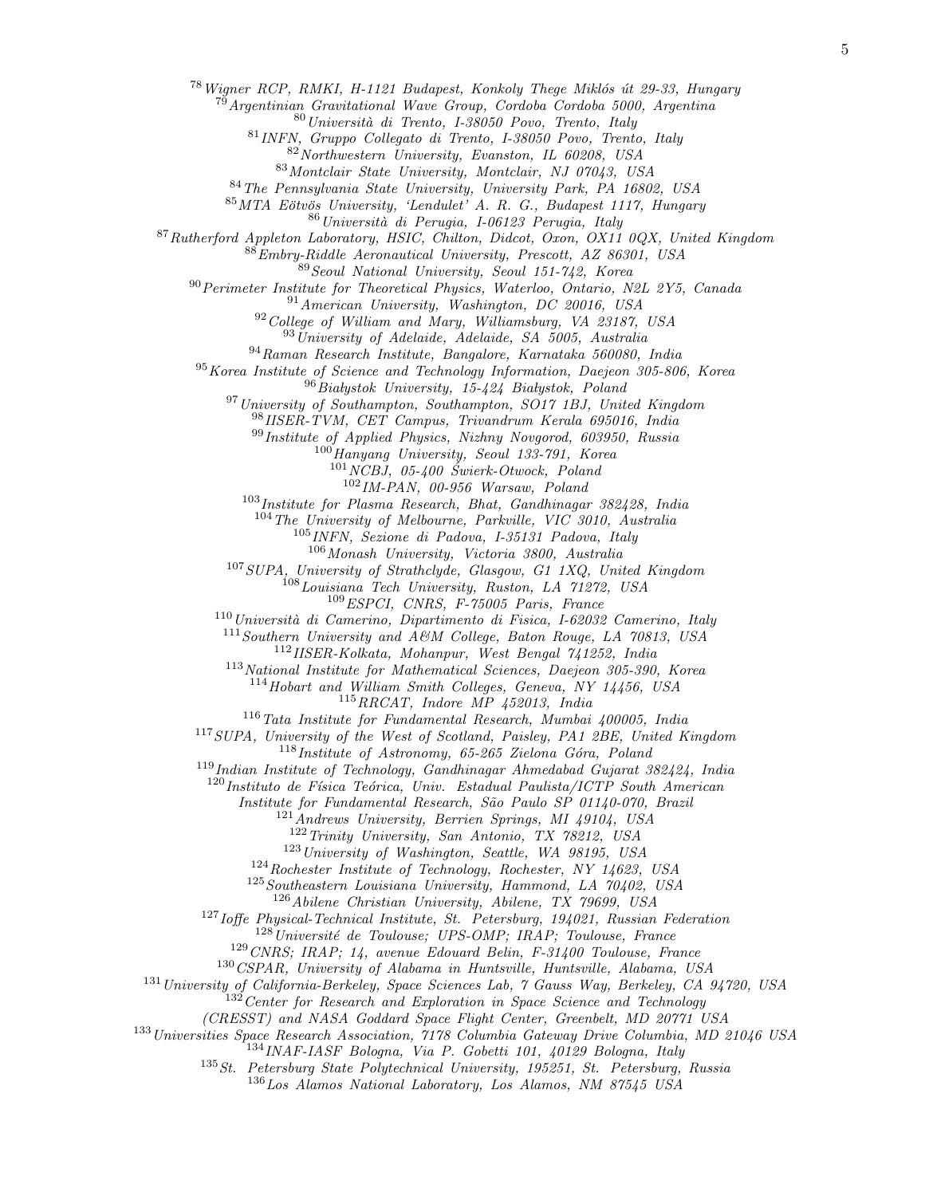[78]*Wigner RCP, RMKI, H-1121 Budapest, Konkoly Thege Miklós út 29-33, Hungary*
[79]*Argentinian Gravitational Wave Group, Cordoba Cordoba 5000, Argentina*
[80]*Università di Trento, I-38050 Povo, Trento, Italy*
[81]*INFN, Gruppo Collegato di Trento, I-38050 Povo, Trento, Italy*
[82]*Northwestern University, Evanston, IL 60208, USA*
[83]*Montclair State University, Montclair, NJ 07043, USA*
[84]*The Pennsylvania State University, University Park, PA 16802, USA*
[85]*MTA Eötvös University, 'Lendulet' A. R. G., Budapest 1117, Hungary*
[86]*Università di Perugia, I-06123 Perugia, Italy*
[87]*Rutherford Appleton Laboratory, HSIC, Chilton, Didcot, Oxon, OX11 0QX, United Kingdom*
[88]*Embry-Riddle Aeronautical University, Prescott, AZ 86301, USA*
[89]*Seoul National University, Seoul 151-742, Korea*
[90]*Perimeter Institute for Theoretical Physics, Waterloo, Ontario, N2L 2Y5, Canada*
[91]*American University, Washington, DC 20016, USA*
[92]*College of William and Mary, Williamsburg, VA 23187, USA*
[93]*University of Adelaide, Adelaide, SA 5005, Australia*
[94]*Raman Research Institute, Bangalore, Karnataka 560080, India*
[95]*Korea Institute of Science and Technology Information, Daejeon 305-806, Korea*
[96]*Białystok University, 15-424 Białystok, Poland*
[97]*University of Southampton, Southampton, SO17 1BJ, United Kingdom*
[98]*IISER-TVM, CET Campus, Trivandrum Kerala 695016, India*
[99]*Institute of Applied Physics, Nizhny Novgorod, 603950, Russia*
[100]*Hanyang University, Seoul 133-791, Korea*
[101]*NCBJ, 05-400 Świerk-Otwock, Poland*
[102]*IM-PAN, 00-956 Warsaw, Poland*
[103]*Institute for Plasma Research, Bhat, Gandhinagar 382428, India*
[104]*The University of Melbourne, Parkville, VIC 3010, Australia*
[105]*INFN, Sezione di Padova, I-35131 Padova, Italy*
[106]*Monash University, Victoria 3800, Australia*
[107]*SUPA, University of Strathclyde, Glasgow, G1 1XQ, United Kingdom*
[108]*Louisiana Tech University, Ruston, LA 71272, USA*
[109]*ESPCI, CNRS, F-75005 Paris, France*
[110]*Università di Camerino, Dipartimento di Fisica, I-62032 Camerino, Italy*
[111]*Southern University and A&M College, Baton Rouge, LA 70813, USA*
[112]*IISER-Kolkata, Mohanpur, West Bengal 741252, India*
[113]*National Institute for Mathematical Sciences, Daejeon 305-390, Korea*
[114]*Hobart and William Smith Colleges, Geneva, NY 14456, USA*
[115]*RRCAT, Indore MP 452013, India*
[116]*Tata Institute for Fundamental Research, Mumbai 400005, India*
[117]*SUPA, University of the West of Scotland, Paisley, PA1 2BE, United Kingdom*
[118]*Institute of Astronomy, 65-265 Zielona Góra, Poland*
[119]*Indian Institute of Technology, Gandhinagar Ahmedabad Gujarat 382424, India*
[120]*Instituto de Física Teórica, Univ. Estadual Paulista/ICTP South American Institute for Fundamental Research, São Paulo SP 01140-070, Brazil*
[121]*Andrews University, Berrien Springs, MI 49104, USA*
[122]*Trinity University, San Antonio, TX 78212, USA*
[123]*University of Washington, Seattle, WA 98195, USA*
[124]*Rochester Institute of Technology, Rochester, NY 14623, USA*
[125]*Southeastern Louisiana University, Hammond, LA 70402, USA*
[126]*Abilene Christian University, Abilene, TX 79699, USA*
[127]*Ioffe Physical-Technical Institute, St. Petersburg, 194021, Russian Federation*
[128]*Université de Toulouse; UPS-OMP; IRAP; Toulouse, France*
[129]*CNRS; IRAP; 14, avenue Edouard Belin, F-31400 Toulouse, France*
[130]*CSPAR, University of Alabama in Huntsville, Huntsville, Alabama, USA*
[131]*University of California-Berkeley, Space Sciences Lab, 7 Gauss Way, Berkeley, CA 94720, USA*
[132]*Center for Research and Exploration in Space Science and Technology (CRESST) and NASA Goddard Space Flight Center, Greenbelt, MD 20771 USA*
[133]*Universities Space Research Association, 7178 Columbia Gateway Drive Columbia, MD 21046 USA*
[134]*INAF-IASF Bologna, Via P. Gobetti 101, 40129 Bologna, Italy*
[135]*St. Petersburg State Polytechnical University, 195251, St. Petersburg, Russia*
[136]*Los Alamos National Laboratory, Los Alamos, NM 87545 USA*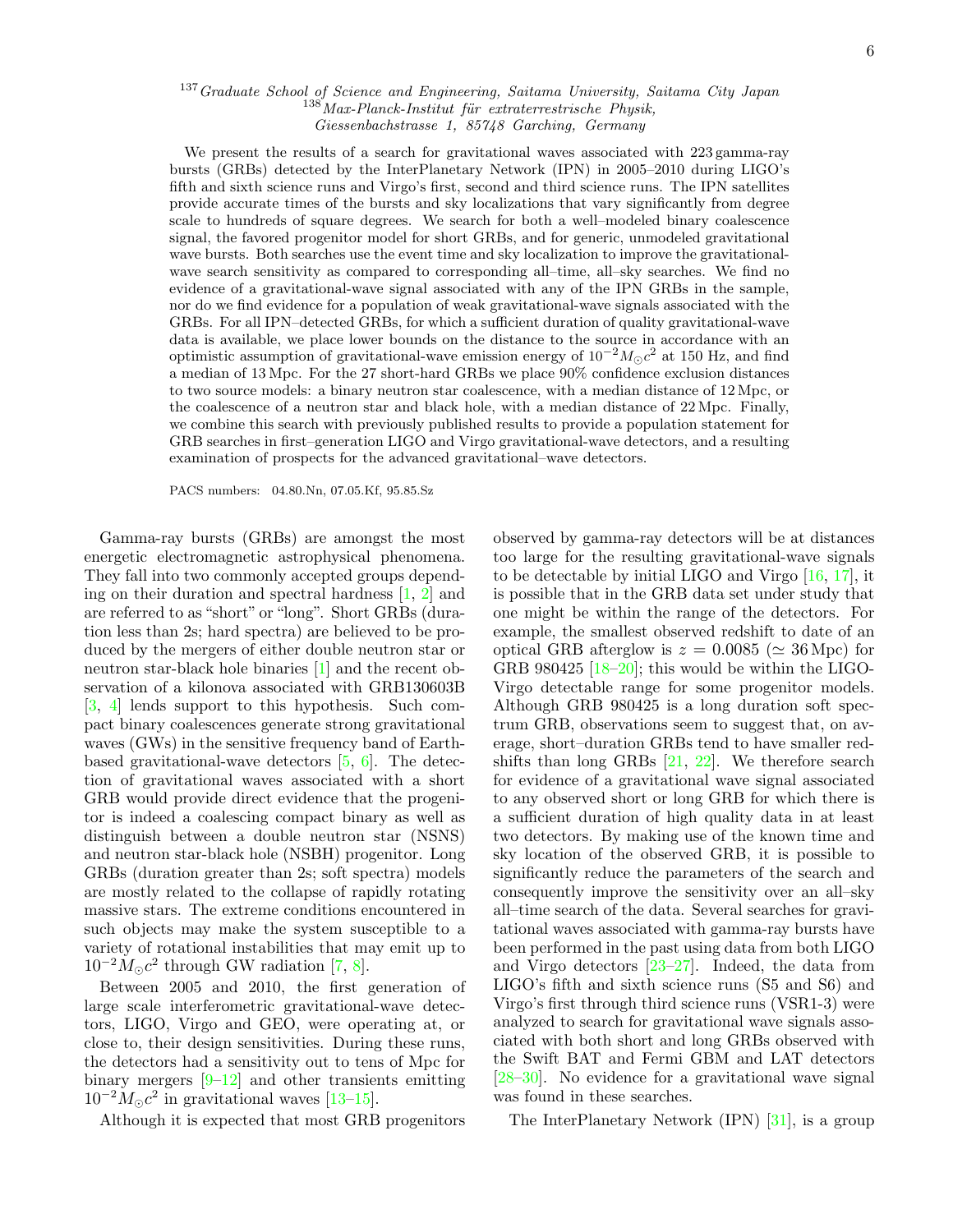[137] *Graduate School of Science and Engineering, Saitama University, Saitama City Japan*
[138] *Max-Planck-Institut für extraterrestrische Physik, Giessenbachstrasse 1, 85748 Garching, Germany*

We present the results of a search for gravitational waves associated with 223 gamma-ray bursts (GRBs) detected by the InterPlanetary Network (IPN) in 2005–2010 during LIGO's fifth and sixth science runs and Virgo's first, second and third science runs. The IPN satellites provide accurate times of the bursts and sky localizations that vary significantly from degree scale to hundreds of square degrees. We search for both a well–modeled binary coalescence signal, the favored progenitor model for short GRBs, and for generic, unmodeled gravitational wave bursts. Both searches use the event time and sky localization to improve the gravitational-wave search sensitivity as compared to corresponding all–time, all–sky searches. We find no evidence of a gravitational-wave signal associated with any of the IPN GRBs in the sample, nor do we find evidence for a population of weak gravitational-wave signals associated with the GRBs. For all IPN–detected GRBs, for which a sufficient duration of quality gravitational-wave data is available, we place lower bounds on the distance to the source in accordance with an optimistic assumption of gravitational-wave emission energy of $10^{-2}M_{\odot}c^2$ at 150 Hz, and find a median of 13 Mpc. For the 27 short-hard GRBs we place 90% confidence exclusion distances to two source models: a binary neutron star coalescence, with a median distance of 12 Mpc, or the coalescence of a neutron star and black hole, with a median distance of 22 Mpc. Finally, we combine this search with previously published results to provide a population statement for GRB searches in first–generation LIGO and Virgo gravitational-wave detectors, and a resulting examination of prospects for the advanced gravitational–wave detectors.

PACS numbers: 04.80.Nn, 07.05.Kf, 95.85.Sz

Gamma-ray bursts (GRBs) are amongst the most energetic electromagnetic astrophysical phenomena. They fall into two commonly accepted groups depending on their duration and spectral hardness [1, 2] and are referred to as "short" or "long". Short GRBs (duration less than 2s; hard spectra) are believed to be produced by the mergers of either double neutron star or neutron star-black hole binaries [1] and the recent observation of a kilonova associated with GRB130603B [3, 4] lends support to this hypothesis. Such compact binary coalescences generate strong gravitational waves (GWs) in the sensitive frequency band of Earth-based gravitational-wave detectors [5, 6]. The detection of gravitational waves associated with a short GRB would provide direct evidence that the progenitor is indeed a coalescing compact binary as well as distinguish between a double neutron star (NSNS) and neutron star-black hole (NSBH) progenitor. Long GRBs (duration greater than 2s; soft spectra) models are mostly related to the collapse of rapidly rotating massive stars. The extreme conditions encountered in such objects may make the system susceptible to a variety of rotational instabilities that may emit up to $10^{-2}M_{\odot}c^2$ through GW radiation [7, 8].

Between 2005 and 2010, the first generation of large scale interferometric gravitational-wave detectors, LIGO, Virgo and GEO, were operating at, or close to, their design sensitivities. During these runs, the detectors had a sensitivity out to tens of Mpc for binary mergers [9–12] and other transients emitting $10^{-2}M_{\odot}c^2$ in gravitational waves [13–15].

Although it is expected that most GRB progenitors observed by gamma-ray detectors will be at distances too large for the resulting gravitational-wave signals to be detectable by initial LIGO and Virgo [16, 17], it is possible that in the GRB data set under study that one might be within the range of the detectors. For example, the smallest observed redshift to date of an optical GRB afterglow is $z = 0.0085$ ($\simeq 36$ Mpc) for GRB 980425 [18–20]; this would be within the LIGO-Virgo detectable range for some progenitor models. Although GRB 980425 is a long duration soft spectrum GRB, observations seem to suggest that, on average, short–duration GRBs tend to have smaller redshifts than long GRBs [21, 22]. We therefore search for evidence of a gravitational wave signal associated to any observed short or long GRB for which there is a sufficient duration of high quality data in at least two detectors. By making use of the known time and sky location of the observed GRB, it is possible to significantly reduce the parameters of the search and consequently improve the sensitivity over an all–sky all–time search of the data. Several searches for gravitational waves associated with gamma-ray bursts have been performed in the past using data from both LIGO and Virgo detectors [23–27]. Indeed, the data from LIGO's fifth and sixth science runs (S5 and S6) and Virgo's first through third science runs (VSR1-3) were analyzed to search for gravitational wave signals associated with both short and long GRBs observed with the Swift BAT and Fermi GBM and LAT detectors [28–30]. No evidence for a gravitational wave signal was found in these searches.

The InterPlanetary Network (IPN) [31], is a group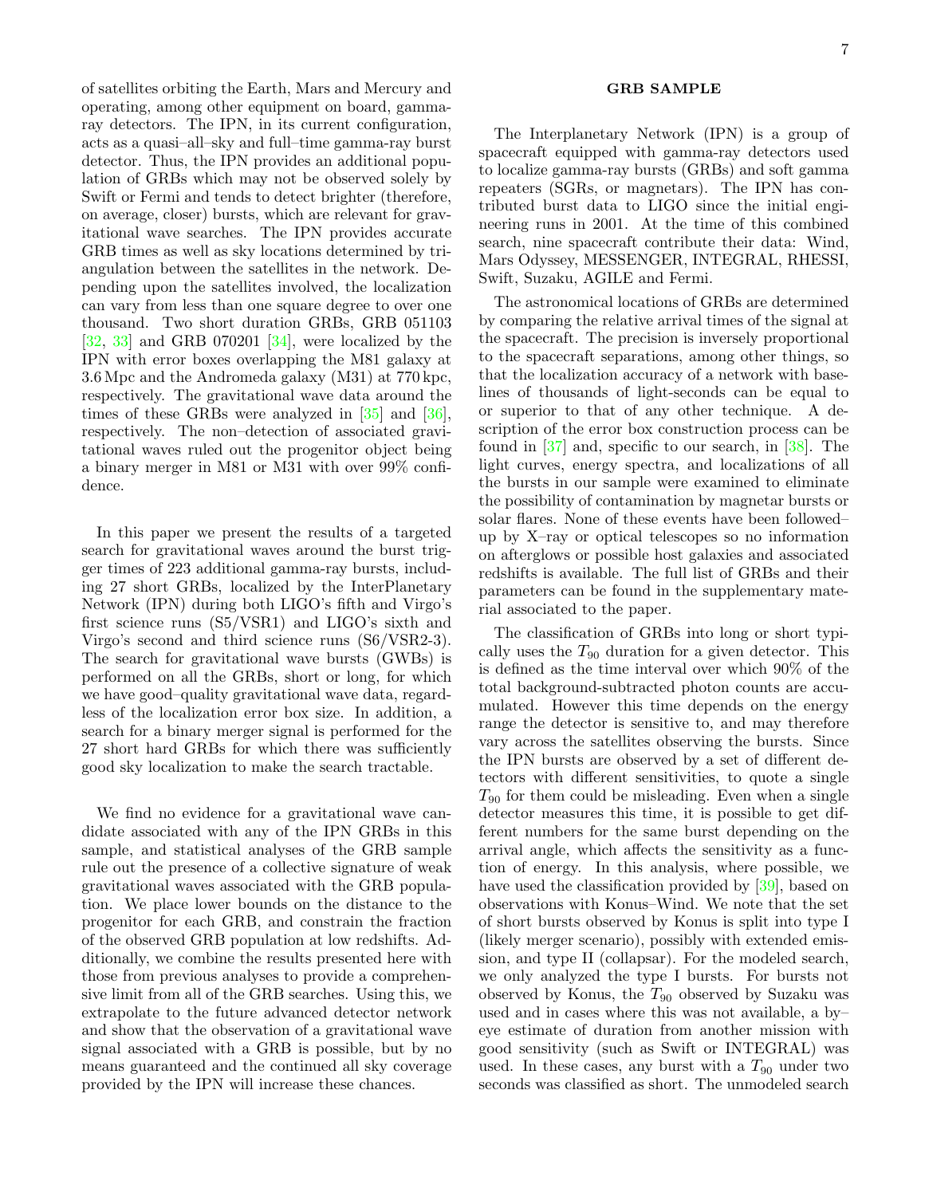of satellites orbiting the Earth, Mars and Mercury and operating, among other equipment on board, gamma-ray detectors. The IPN, in its current configuration, acts as a quasi–all–sky and full–time gamma-ray burst detector. Thus, the IPN provides an additional population of GRBs which may not be observed solely by Swift or Fermi and tends to detect brighter (therefore, on average, closer) bursts, which are relevant for gravitational wave searches. The IPN provides accurate GRB times as well as sky locations determined by triangulation between the satellites in the network. Depending upon the satellites involved, the localization can vary from less than one square degree to over one thousand. Two short duration GRBs, GRB 051103 [32, 33] and GRB 070201 [34], were localized by the IPN with error boxes overlapping the M81 galaxy at 3.6 Mpc and the Andromeda galaxy (M31) at 770 kpc, respectively. The gravitational wave data around the times of these GRBs were analyzed in [35] and [36], respectively. The non–detection of associated gravitational waves ruled out the progenitor object being a binary merger in M81 or M31 with over 99% confidence.

In this paper we present the results of a targeted search for gravitational waves around the burst trigger times of 223 additional gamma-ray bursts, including 27 short GRBs, localized by the InterPlanetary Network (IPN) during both LIGO's fifth and Virgo's first science runs (S5/VSR1) and LIGO's sixth and Virgo's second and third science runs (S6/VSR2-3). The search for gravitational wave bursts (GWBs) is performed on all the GRBs, short or long, for which we have good–quality gravitational wave data, regardless of the localization error box size. In addition, a search for a binary merger signal is performed for the 27 short hard GRBs for which there was sufficiently good sky localization to make the search tractable.

We find no evidence for a gravitational wave candidate associated with any of the IPN GRBs in this sample, and statistical analyses of the GRB sample rule out the presence of a collective signature of weak gravitational waves associated with the GRB population. We place lower bounds on the distance to the progenitor for each GRB, and constrain the fraction of the observed GRB population at low redshifts. Additionally, we combine the results presented here with those from previous analyses to provide a comprehensive limit from all of the GRB searches. Using this, we extrapolate to the future advanced detector network and show that the observation of a gravitational wave signal associated with a GRB is possible, but by no means guaranteed and the continued all sky coverage provided by the IPN will increase these chances.

## GRB SAMPLE

The Interplanetary Network (IPN) is a group of spacecraft equipped with gamma-ray detectors used to localize gamma-ray bursts (GRBs) and soft gamma repeaters (SGRs, or magnetars). The IPN has contributed burst data to LIGO since the initial engineering runs in 2001. At the time of this combined search, nine spacecraft contribute their data: Wind, Mars Odyssey, MESSENGER, INTEGRAL, RHESSI, Swift, Suzaku, AGILE and Fermi.

The astronomical locations of GRBs are determined by comparing the relative arrival times of the signal at the spacecraft. The precision is inversely proportional to the spacecraft separations, among other things, so that the localization accuracy of a network with baselines of thousands of light-seconds can be equal to or superior to that of any other technique. A description of the error box construction process can be found in [37] and, specific to our search, in [38]. The light curves, energy spectra, and localizations of all the bursts in our sample were examined to eliminate the possibility of contamination by magnetar bursts or solar flares. None of these events have been followed–up by X–ray or optical telescopes so no information on afterglows or possible host galaxies and associated redshifts is available. The full list of GRBs and their parameters can be found in the supplementary material associated to the paper.

The classification of GRBs into long or short typically uses the $T_{90}$ duration for a given detector. This is defined as the time interval over which 90% of the total background-subtracted photon counts are accumulated. However this time depends on the energy range the detector is sensitive to, and may therefore vary across the satellites observing the bursts. Since the IPN bursts are observed by a set of different detectors with different sensitivities, to quote a single $T_{90}$ for them could be misleading. Even when a single detector measures this time, it is possible to get different numbers for the same burst depending on the arrival angle, which affects the sensitivity as a function of energy. In this analysis, where possible, we have used the classification provided by [39], based on observations with Konus–Wind. We note that the set of short bursts observed by Konus is split into type I (likely merger scenario), possibly with extended emission, and type II (collapsar). For the modeled search, we only analyzed the type I bursts. For bursts not observed by Konus, the $T_{90}$ observed by Suzaku was used and in cases where this was not available, a by–eye estimate of duration from another mission with good sensitivity (such as Swift or INTEGRAL) was used. In these cases, any burst with a $T_{90}$ under two seconds was classified as short. The unmodeled search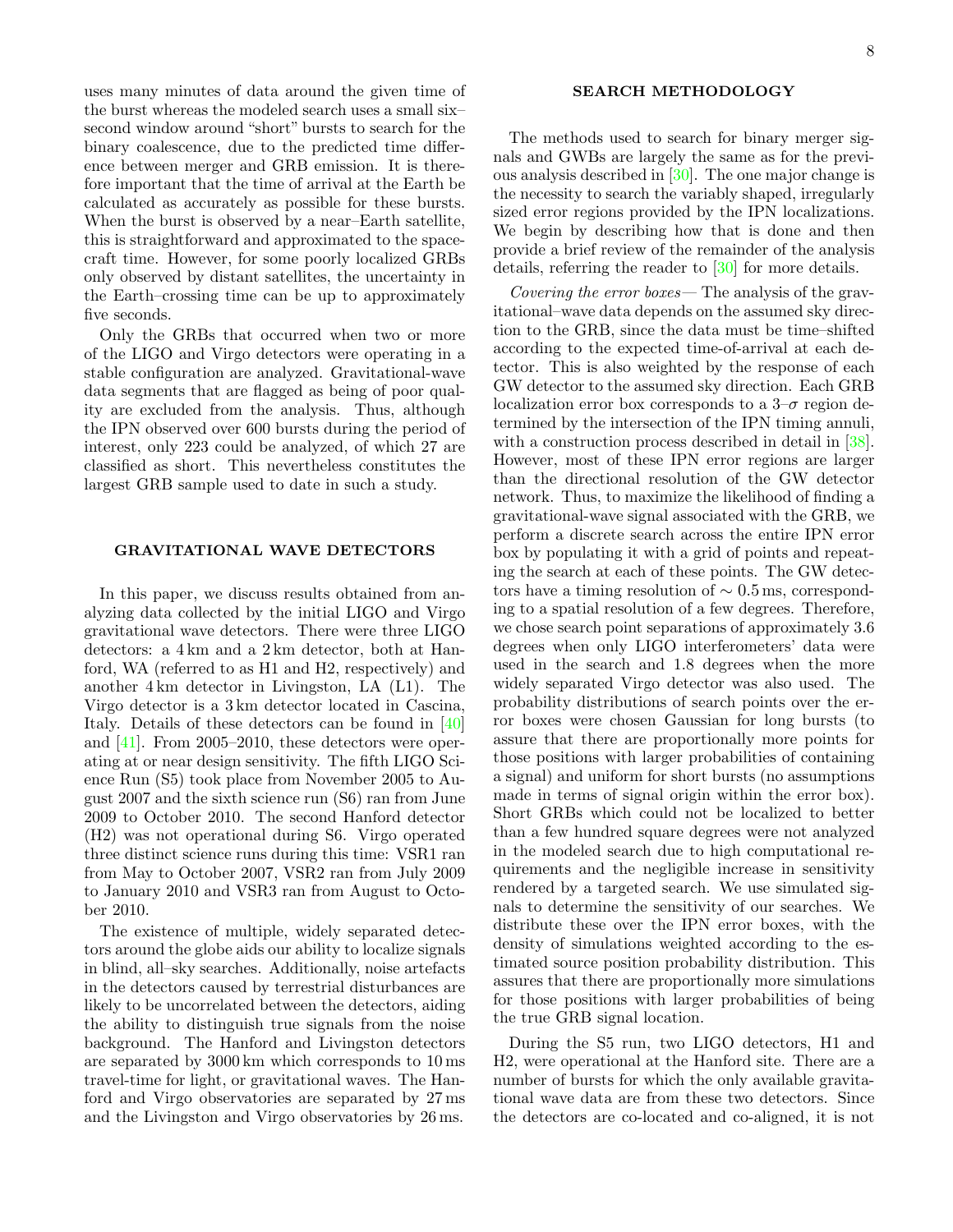uses many minutes of data around the given time of the burst whereas the modeled search uses a small six–second window around "short" bursts to search for the binary coalescence, due to the predicted time difference between merger and GRB emission. It is therefore important that the time of arrival at the Earth be calculated as accurately as possible for these bursts. When the burst is observed by a near–Earth satellite, this is straightforward and approximated to the spacecraft time. However, for some poorly localized GRBs only observed by distant satellites, the uncertainty in the Earth–crossing time can be up to approximately five seconds.

Only the GRBs that occurred when two or more of the LIGO and Virgo detectors were operating in a stable configuration are analyzed. Gravitational-wave data segments that are flagged as being of poor quality are excluded from the analysis. Thus, although the IPN observed over 600 bursts during the period of interest, only 223 could be analyzed, of which 27 are classified as short. This nevertheless constitutes the largest GRB sample used to date in such a study.

## GRAVITATIONAL WAVE DETECTORS

In this paper, we discuss results obtained from analyzing data collected by the initial LIGO and Virgo gravitational wave detectors. There were three LIGO detectors: a 4 km and a 2 km detector, both at Hanford, WA (referred to as H1 and H2, respectively) and another 4 km detector in Livingston, LA (L1). The Virgo detector is a 3 km detector located in Cascina, Italy. Details of these detectors can be found in [40] and [41]. From 2005–2010, these detectors were operating at or near design sensitivity. The fifth LIGO Science Run (S5) took place from November 2005 to August 2007 and the sixth science run (S6) ran from June 2009 to October 2010. The second Hanford detector (H2) was not operational during S6. Virgo operated three distinct science runs during this time: VSR1 ran from May to October 2007, VSR2 ran from July 2009 to January 2010 and VSR3 ran from August to October 2010.

The existence of multiple, widely separated detectors around the globe aids our ability to localize signals in blind, all–sky searches. Additionally, noise artefacts in the detectors caused by terrestrial disturbances are likely to be uncorrelated between the detectors, aiding the ability to distinguish true signals from the noise background. The Hanford and Livingston detectors are separated by 3000 km which corresponds to 10 ms travel-time for light, or gravitational waves. The Hanford and Virgo observatories are separated by 27 ms and the Livingston and Virgo observatories by 26 ms.

## SEARCH METHODOLOGY

The methods used to search for binary merger signals and GWBs are largely the same as for the previous analysis described in [30]. The one major change is the necessity to search the variably shaped, irregularly sized error regions provided by the IPN localizations. We begin by describing how that is done and then provide a brief review of the remainder of the analysis details, referring the reader to [30] for more details.

*Covering the error boxes—* The analysis of the gravitational–wave data depends on the assumed sky direction to the GRB, since the data must be time–shifted according to the expected time-of-arrival at each detector. This is also weighted by the response of each GW detector to the assumed sky direction. Each GRB localization error box corresponds to a 3–$\sigma$ region determined by the intersection of the IPN timing annuli, with a construction process described in detail in [38]. However, most of these IPN error regions are larger than the directional resolution of the GW detector network. Thus, to maximize the likelihood of finding a gravitational-wave signal associated with the GRB, we perform a discrete search across the entire IPN error box by populating it with a grid of points and repeating the search at each of these points. The GW detectors have a timing resolution of $\sim 0.5$ ms, corresponding to a spatial resolution of a few degrees. Therefore, we chose search point separations of approximately 3.6 degrees when only LIGO interferometers' data were used in the search and 1.8 degrees when the more widely separated Virgo detector was also used. The probability distributions of search points over the error boxes were chosen Gaussian for long bursts (to assure that there are proportionally more points for those positions with larger probabilities of containing a signal) and uniform for short bursts (no assumptions made in terms of signal origin within the error box). Short GRBs which could not be localized to better than a few hundred square degrees were not analyzed in the modeled search due to high computational requirements and the negligible increase in sensitivity rendered by a targeted search. We use simulated signals to determine the sensitivity of our searches. We distribute these over the IPN error boxes, with the density of simulations weighted according to the estimated source position probability distribution. This assures that there are proportionally more simulations for those positions with larger probabilities of being the true GRB signal location.

During the S5 run, two LIGO detectors, H1 and H2, were operational at the Hanford site. There are a number of bursts for which the only available gravitational wave data are from these two detectors. Since the detectors are co-located and co-aligned, it is not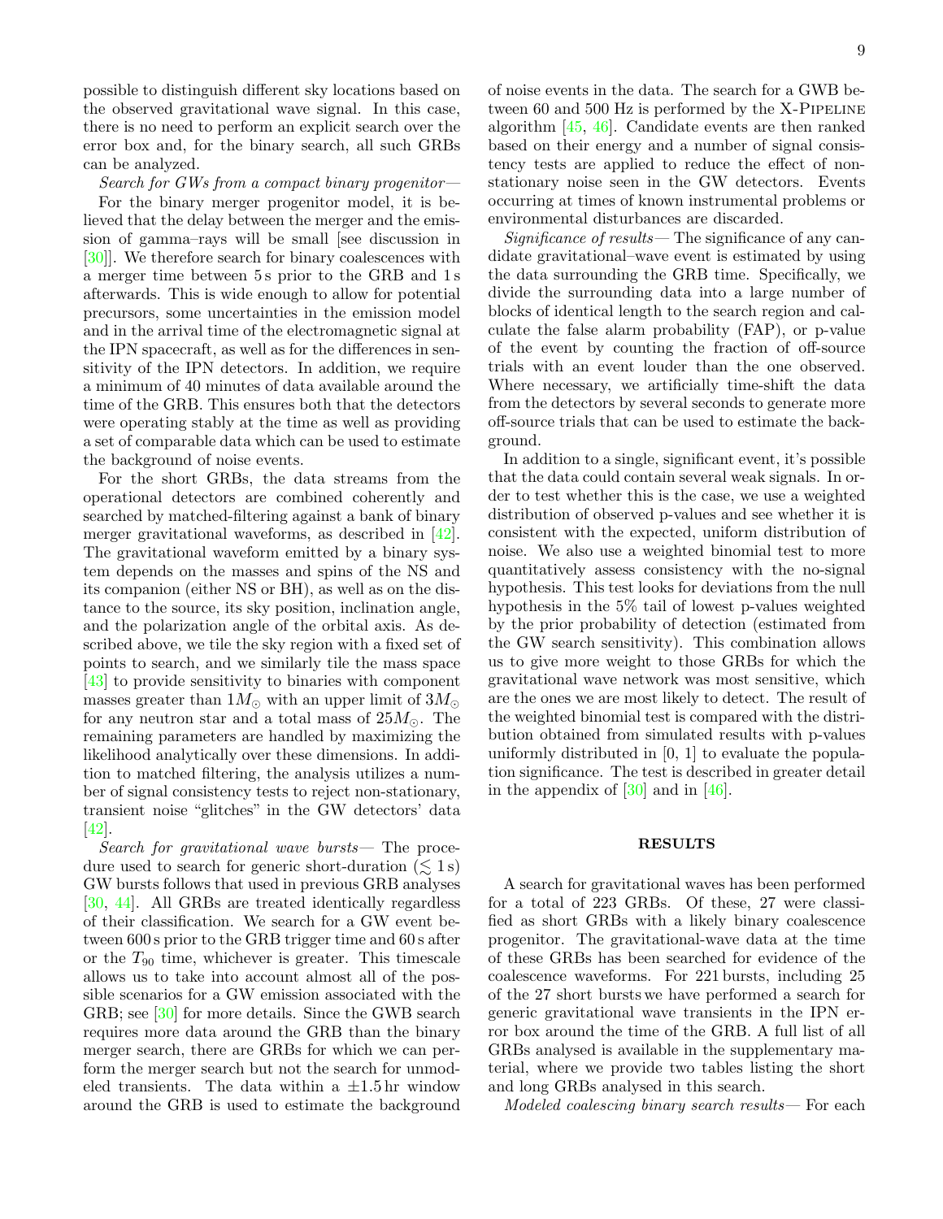possible to distinguish different sky locations based on the observed gravitational wave signal. In this case, there is no need to perform an explicit search over the error box and, for the binary search, all such GRBs can be analyzed.

*Search for GWs from a compact binary progenitor—* For the binary merger progenitor model, it is believed that the delay between the merger and the emission of gamma–rays will be small [see discussion in [30]]. We therefore search for binary coalescences with a merger time between 5 s prior to the GRB and 1 s afterwards. This is wide enough to allow for potential precursors, some uncertainties in the emission model and in the arrival time of the electromagnetic signal at the IPN spacecraft, as well as for the differences in sensitivity of the IPN detectors. In addition, we require a minimum of 40 minutes of data available around the time of the GRB. This ensures both that the detectors were operating stably at the time as well as providing a set of comparable data which can be used to estimate the background of noise events.

For the short GRBs, the data streams from the operational detectors are combined coherently and searched by matched-filtering against a bank of binary merger gravitational waveforms, as described in [42]. The gravitational waveform emitted by a binary system depends on the masses and spins of the NS and its companion (either NS or BH), as well as on the distance to the source, its sky position, inclination angle, and the polarization angle of the orbital axis. As described above, we tile the sky region with a fixed set of points to search, and we similarly tile the mass space [43] to provide sensitivity to binaries with component masses greater than $1M_{\odot}$ with an upper limit of $3M_{\odot}$ for any neutron star and a total mass of $25M_{\odot}$. The remaining parameters are handled by maximizing the likelihood analytically over these dimensions. In addition to matched filtering, the analysis utilizes a number of signal consistency tests to reject non-stationary, transient noise "glitches" in the GW detectors' data [42].

*Search for gravitational wave bursts—* The procedure used to search for generic short-duration ($\lesssim 1$ s) GW bursts follows that used in previous GRB analyses [30, 44]. All GRBs are treated identically regardless of their classification. We search for a GW event between 600 s prior to the GRB trigger time and 60 s after or the $T_{90}$ time, whichever is greater. This timescale allows us to take into account almost all of the possible scenarios for a GW emission associated with the GRB; see [30] for more details. Since the GWB search requires more data around the GRB than the binary merger search, there are GRBs for which we can perform the merger search but not the search for unmodeled transients. The data within a $\pm 1.5$ hr window around the GRB is used to estimate the background of noise events in the data. The search for a GWB between 60 and 500 Hz is performed by the X-Pipeline algorithm [45, 46]. Candidate events are then ranked based on their energy and a number of signal consistency tests are applied to reduce the effect of non-stationary noise seen in the GW detectors. Events occurring at times of known instrumental problems or environmental disturbances are discarded.

*Significance of results—* The significance of any candidate gravitational–wave event is estimated by using the data surrounding the GRB time. Specifically, we divide the surrounding data into a large number of blocks of identical length to the search region and calculate the false alarm probability (FAP), or p-value of the event by counting the fraction of off-source trials with an event louder than the one observed. Where necessary, we artificially time-shift the data from the detectors by several seconds to generate more off-source trials that can be used to estimate the background.

In addition to a single, significant event, it's possible that the data could contain several weak signals. In order to test whether this is the case, we use a weighted distribution of observed p-values and see whether it is consistent with the expected, uniform distribution of noise. We also use a weighted binomial test to more quantitatively assess consistency with the no-signal hypothesis. This test looks for deviations from the null hypothesis in the 5% tail of lowest p-values weighted by the prior probability of detection (estimated from the GW search sensitivity). This combination allows us to give more weight to those GRBs for which the gravitational wave network was most sensitive, which are the ones we are most likely to detect. The result of the weighted binomial test is compared with the distribution obtained from simulated results with p-values uniformly distributed in [0, 1] to evaluate the population significance. The test is described in greater detail in the appendix of [30] and in [46].

## RESULTS

A search for gravitational waves has been performed for a total of 223 GRBs. Of these, 27 were classified as short GRBs with a likely binary coalescence progenitor. The gravitational-wave data at the time of these GRBs has been searched for evidence of the coalescence waveforms. For 221 bursts, including 25 of the 27 short bursts we have performed a search for generic gravitational wave transients in the IPN error box around the time of the GRB. A full list of all GRBs analysed is available in the supplementary material, where we provide two tables listing the short and long GRBs analysed in this search.

*Modeled coalescing binary search results—* For each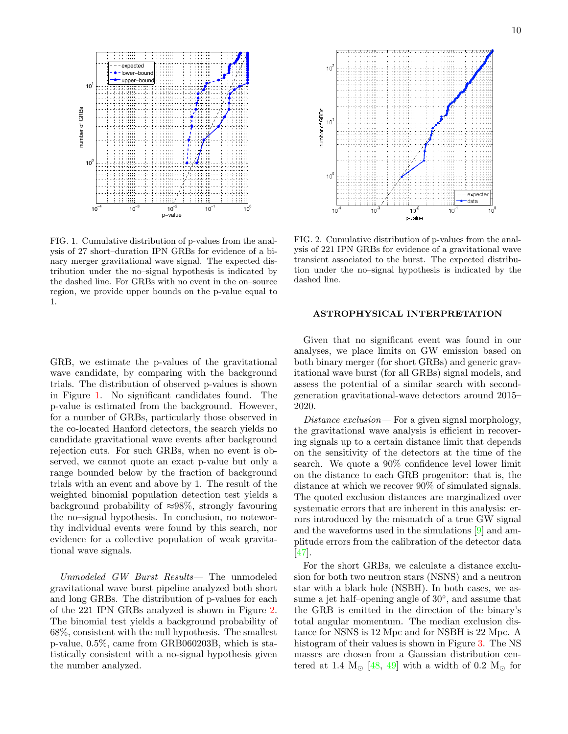FIG. 1. Cumulative distribution of p-values from the analysis of 27 short–duration IPN GRBs for evidence of a binary merger gravitational wave signal. The expected distribution under the no–signal hypothesis is indicated by the dashed line. For GRBs with no event in the on–source region, we provide upper bounds on the p-value equal to 1.

FIG. 2. Cumulative distribution of p-values from the analysis of 221 IPN GRBs for evidence of a gravitational wave transient associated to the burst. The expected distribution under the no–signal hypothesis is indicated by the dashed line.

GRB, we estimate the p-values of the gravitational wave candidate, by comparing with the background trials. The distribution of observed p-values is shown in Figure 1. No significant candidates found. The p-value is estimated from the background. However, for a number of GRBs, particularly those observed in the co-located Hanford detectors, the search yields no candidate gravitational wave events after background rejection cuts. For such GRBs, when no event is observed, we cannot quote an exact p-value but only a range bounded below by the fraction of background trials with an event and above by 1. The result of the weighted binomial population detection test yields a background probability of ≈98%, strongly favouring the no–signal hypothesis. In conclusion, no noteworthy individual events were found by this search, nor evidence for a collective population of weak gravitational wave signals.

*Unmodeled GW Burst Results*— The unmodeled gravitational wave burst pipeline analyzed both short and long GRBs. The distribution of p-values for each of the 221 IPN GRBs analyzed is shown in Figure 2. The binomial test yields a background probability of 68%, consistent with the null hypothesis. The smallest p-value, 0.5%, came from GRB060203B, which is statistically consistent with a no-signal hypothesis given the number analyzed.

## ASTROPHYSICAL INTERPRETATION

Given that no significant event was found in our analyses, we place limits on GW emission based on both binary merger (for short GRBs) and generic gravitational wave burst (for all GRBs) signal models, and assess the potential of a similar search with second-generation gravitational-wave detectors around 2015–2020.

*Distance exclusion*— For a given signal morphology, the gravitational wave analysis is efficient in recovering signals up to a certain distance limit that depends on the sensitivity of the detectors at the time of the search. We quote a 90% confidence level lower limit on the distance to each GRB progenitor: that is, the distance at which we recover 90% of simulated signals. The quoted exclusion distances are marginalized over systematic errors that are inherent in this analysis: errors introduced by the mismatch of a true GW signal and the waveforms used in the simulations [9] and amplitude errors from the calibration of the detector data [47].

For the short GRBs, we calculate a distance exclusion for both two neutron stars (NSNS) and a neutron star with a black hole (NSBH). In both cases, we assume a jet half–opening angle of 30°, and assume that the GRB is emitted in the direction of the binary's total angular momentum. The median exclusion distance for NSNS is 12 Mpc and for NSBH is 22 Mpc. A histogram of their values is shown in Figure 3. The NS masses are chosen from a Gaussian distribution centered at 1.4 $M_\odot$ [48, 49] with a width of 0.2 $M_\odot$ for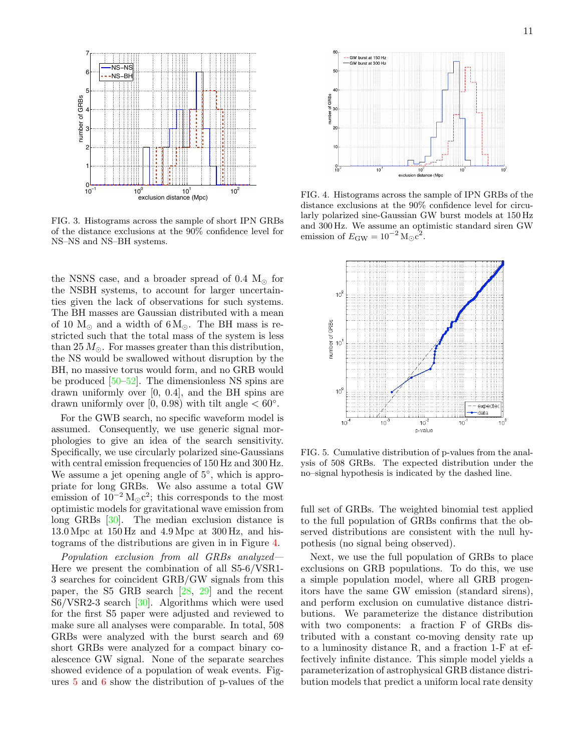FIG. 3. Histograms across the sample of short IPN GRBs of the distance exclusions at the 90% confidence level for NS–NS and NS–BH systems.

FIG. 4. Histograms across the sample of IPN GRBs of the distance exclusions at the 90% confidence level for circularly polarized sine-Gaussian GW burst models at 150 Hz and 300 Hz. We assume an optimistic standard siren GW emission of $E_{\mathrm{GW}} = 10^{-2}\,\mathrm{M}_{\odot}\mathrm{c}^2$.

the NSNS case, and a broader spread of 0.4 $\mathrm{M}_{\odot}$ for the NSBH systems, to account for larger uncertainties given the lack of observations for such systems. The BH masses are Gaussian distributed with a mean of 10 $\mathrm{M}_{\odot}$ and a width of 6 $\mathrm{M}_{\odot}$. The BH mass is restricted such that the total mass of the system is less than 25 $M_{\odot}$. For masses greater than this distribution, the NS would be swallowed without disruption by the BH, no massive torus would form, and no GRB would be produced [50–52]. The dimensionless NS spins are drawn uniformly over [0, 0.4], and the BH spins are drawn uniformly over [0, 0.98) with tilt angle $< 60^{\circ}$.

For the GWB search, no specific waveform model is assumed. Consequently, we use generic signal morphologies to give an idea of the search sensitivity. Specifically, we use circularly polarized sine-Gaussians with central emission frequencies of 150 Hz and 300 Hz. We assume a jet opening angle of $5^{\circ}$, which is appropriate for long GRBs. We also assume a total GW emission of $10^{-2}\,\mathrm{M}_{\odot}\mathrm{c}^2$; this corresponds to the most optimistic models for gravitational wave emission from long GRBs [30]. The median exclusion distance is 13.0 Mpc at 150 Hz and 4.9 Mpc at 300 Hz, and histograms of the distributions are given in in Figure 4.

*Population exclusion from all GRBs analyzed—* Here we present the combination of all S5-6/VSR1-3 searches for coincident GRB/GW signals from this paper, the S5 GRB search [28, 29] and the recent S6/VSR2-3 search [30]. Algorithms which were used for the first S5 paper were adjusted and reviewed to make sure all analyses were comparable. In total, 508 GRBs were analyzed with the burst search and 69 short GRBs were analyzed for a compact binary coalescence GW signal. None of the separate searches showed evidence of a population of weak events. Figures 5 and 6 show the distribution of p-values of the

FIG. 5. Cumulative distribution of p-values from the analysis of 508 GRBs. The expected distribution under the no–signal hypothesis is indicated by the dashed line.

full set of GRBs. The weighted binomial test applied to the full population of GRBs confirms that the observed distributions are consistent with the null hypothesis (no signal being observed).

Next, we use the full population of GRBs to place exclusions on GRB populations. To do this, we use a simple population model, where all GRB progenitors have the same GW emission (standard sirens), and perform exclusion on cumulative distance distributions. We parameterize the distance distribution with two components: a fraction F of GRBs distributed with a constant co-moving density rate up to a luminosity distance R, and a fraction 1-F at effectively infinite distance. This simple model yields a parameterization of astrophysical GRB distance distribution models that predict a uniform local rate density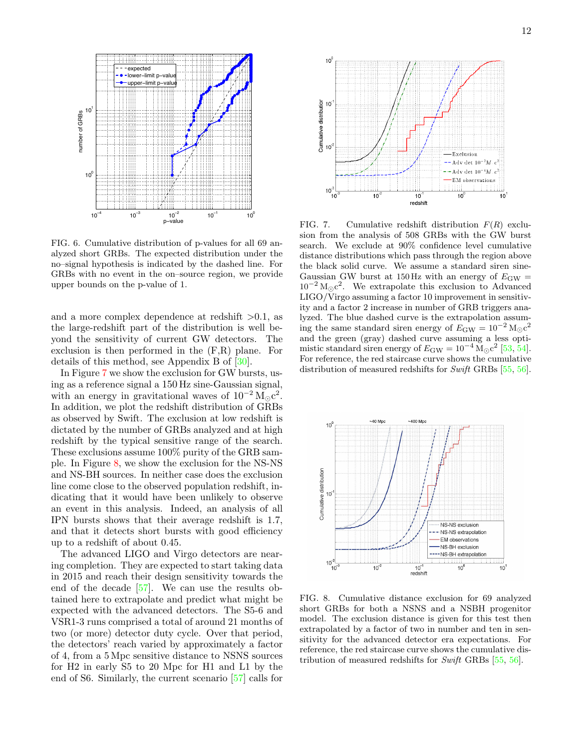FIG. 6. Cumulative distribution of p-values for all 69 analyzed short GRBs. The expected distribution under the no–signal hypothesis is indicated by the dashed line. For GRBs with no event in the on–source region, we provide upper bounds on the p-value of 1.

FIG. 7. Cumulative redshift distribution $F(R)$ exclusion from the analysis of 508 GRBs with the GW burst search. We exclude at 90% confidence level cumulative distance distributions which pass through the region above the black solid curve. We assume a standard siren sine-Gaussian GW burst at 150 Hz with an energy of $E_{\rm GW} = 10^{-2}\,{\rm M}_\odot{\rm c}^2$. We extrapolate this exclusion to Advanced LIGO/Virgo assuming a factor 10 improvement in sensitivity and a factor 2 increase in number of GRB triggers analyzed. The blue dashed curve is the extrapolation assuming the same standard siren energy of $E_{\rm GW} = 10^{-2}\,{\rm M}_\odot{\rm c}^2$ and the green (gray) dashed curve assuming a less optimistic standard siren energy of $E_{\rm GW} = 10^{-4}\,{\rm M}_\odot{\rm c}^2$ [53, 54]. For reference, the red staircase curve shows the cumulative distribution of measured redshifts for *Swift* GRBs [55, 56].

and a more complex dependence at redshift >0.1, as the large-redshift part of the distribution is well beyond the sensitivity of current GW detectors. The exclusion is then performed in the (F,R) plane. For details of this method, see Appendix B of [30].

In Figure 7 we show the exclusion for GW bursts, using as a reference signal a 150 Hz sine-Gaussian signal, with an energy in gravitational waves of $10^{-2}\,{\rm M}_\odot{\rm c}^2$. In addition, we plot the redshift distribution of GRBs as observed by Swift. The exclusion at low redshift is dictated by the number of GRBs analyzed and at high redshift by the typical sensitive range of the search. These exclusions assume 100% purity of the GRB sample. In Figure 8, we show the exclusion for the NS-NS and NS-BH sources. In neither case does the exclusion line come close to the observed population redshift, indicating that it would have been unlikely to observe an event in this analysis. Indeed, an analysis of all IPN bursts shows that their average redshift is 1.7, and that it detects short bursts with good efficiency up to a redshift of about 0.45.

The advanced LIGO and Virgo detectors are nearing completion. They are expected to start taking data in 2015 and reach their design sensitivity towards the end of the decade [57]. We can use the results obtained here to extrapolate and predict what might be expected with the advanced detectors. The S5-6 and VSR1-3 runs comprised a total of around 21 months of two (or more) detector duty cycle. Over that period, the detectors' reach varied by approximately a factor of 4, from a 5 Mpc sensitive distance to NSNS sources for H2 in early S5 to 20 Mpc for H1 and L1 by the end of S6. Similarly, the current scenario [57] calls for

FIG. 8. Cumulative distance exclusion for 69 analyzed short GRBs for both a NSNS and a NSBH progenitor model. The exclusion distance is given for this test then extrapolated by a factor of two in number and ten in sensitivity for the advanced detector era expectations. For reference, the red staircase curve shows the cumulative distribution of measured redshifts for *Swift* GRBs [55, 56].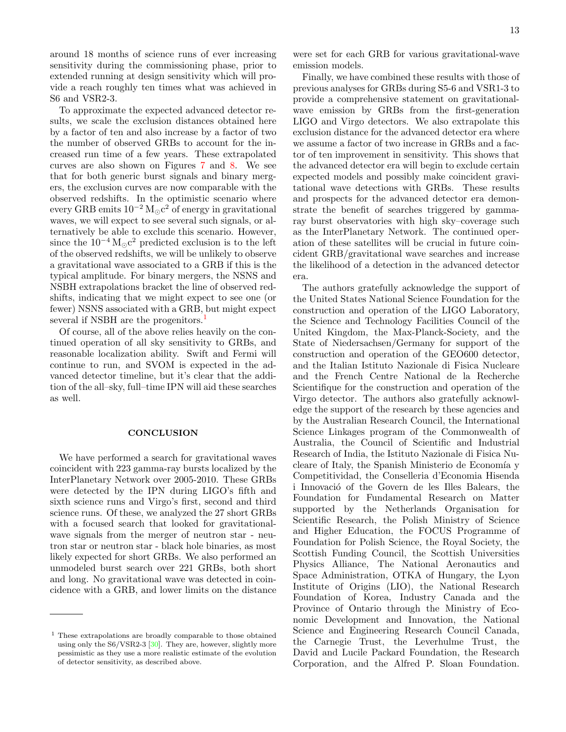around 18 months of science runs of ever increasing sensitivity during the commissioning phase, prior to extended running at design sensitivity which will provide a reach roughly ten times what was achieved in S6 and VSR2-3.

To approximate the expected advanced detector results, we scale the exclusion distances obtained here by a factor of ten and also increase by a factor of two the number of observed GRBs to account for the increased run time of a few years. These extrapolated curves are also shown on Figures 7 and 8. We see that for both generic burst signals and binary mergers, the exclusion curves are now comparable with the observed redshifts. In the optimistic scenario where every GRB emits $10^{-2}\,\mathrm{M}_{\odot}\mathrm{c}^2$ of energy in gravitational waves, we will expect to see several such signals, or alternatively be able to exclude this scenario. However, since the $10^{-4}\,\mathrm{M}_{\odot}\mathrm{c}^2$ predicted exclusion is to the left of the observed redshifts, we will be unlikely to observe a gravitational wave associated to a GRB if this is the typical amplitude. For binary mergers, the NSNS and NSBH extrapolations bracket the line of observed redshifts, indicating that we might expect to see one (or fewer) NSNS associated with a GRB, but might expect several if NSBH are the progenitors.[1]

Of course, all of the above relies heavily on the continued operation of all sky sensitivity to GRBs, and reasonable localization ability. Swift and Fermi will continue to run, and SVOM is expected in the advanced detector timeline, but it's clear that the addition of the all–sky, full–time IPN will aid these searches as well.

## CONCLUSION

We have performed a search for gravitational waves coincident with 223 gamma-ray bursts localized by the InterPlanetary Network over 2005-2010. These GRBs were detected by the IPN during LIGO's fifth and sixth science runs and Virgo's first, second and third science runs. Of these, we analyzed the 27 short GRBs with a focused search that looked for gravitational-wave signals from the merger of neutron star - neutron star or neutron star - black hole binaries, as most likely expected for short GRBs. We also performed an unmodeled burst search over 221 GRBs, both short and long. No gravitational wave was detected in coincidence with a GRB, and lower limits on the distance were set for each GRB for various gravitational-wave emission models.

Finally, we have combined these results with those of previous analyses for GRBs during S5-6 and VSR1-3 to provide a comprehensive statement on gravitational-wave emission by GRBs from the first-generation LIGO and Virgo detectors. We also extrapolate this exclusion distance for the advanced detector era where we assume a factor of two increase in GRBs and a factor of ten improvement in sensitivity. This shows that the advanced detector era will begin to exclude certain expected models and possibly make coincident gravitational wave detections with GRBs. These results and prospects for the advanced detector era demonstrate the benefit of searches triggered by gamma-ray burst observatories with high sky–coverage such as the InterPlanetary Network. The continued operation of these satellites will be crucial in future coincident GRB/gravitational wave searches and increase the likelihood of a detection in the advanced detector era.

The authors gratefully acknowledge the support of the United States National Science Foundation for the construction and operation of the LIGO Laboratory, the Science and Technology Facilities Council of the United Kingdom, the Max-Planck-Society, and the State of Niedersachsen/Germany for support of the construction and operation of the GEO600 detector, and the Italian Istituto Nazionale di Fisica Nucleare and the French Centre National de la Recherche Scientifique for the construction and operation of the Virgo detector. The authors also gratefully acknowledge the support of the research by these agencies and by the Australian Research Council, the International Science Linkages program of the Commonwealth of Australia, the Council of Scientific and Industrial Research of India, the Istituto Nazionale di Fisica Nucleare of Italy, the Spanish Ministerio de Economía y Competitividad, the Conselleria d'Economia Hisenda i Innovació of the Govern de les Illes Balears, the Foundation for Fundamental Research on Matter supported by the Netherlands Organisation for Scientific Research, the Polish Ministry of Science and Higher Education, the FOCUS Programme of Foundation for Polish Science, the Royal Society, the Scottish Funding Council, the Scottish Universities Physics Alliance, The National Aeronautics and Space Administration, OTKA of Hungary, the Lyon Institute of Origins (LIO), the National Research Foundation of Korea, Industry Canada and the Province of Ontario through the Ministry of Economic Development and Innovation, the National Science and Engineering Research Council Canada, the Carnegie Trust, the Leverhulme Trust, the David and Lucile Packard Foundation, the Research Corporation, and the Alfred P. Sloan Foundation.

[1] These extrapolations are broadly comparable to those obtained using only the S6/VSR2-3 [30]. They are, however, slightly more pessimistic as they use a more realistic estimate of the evolution of detector sensitivity, as described above.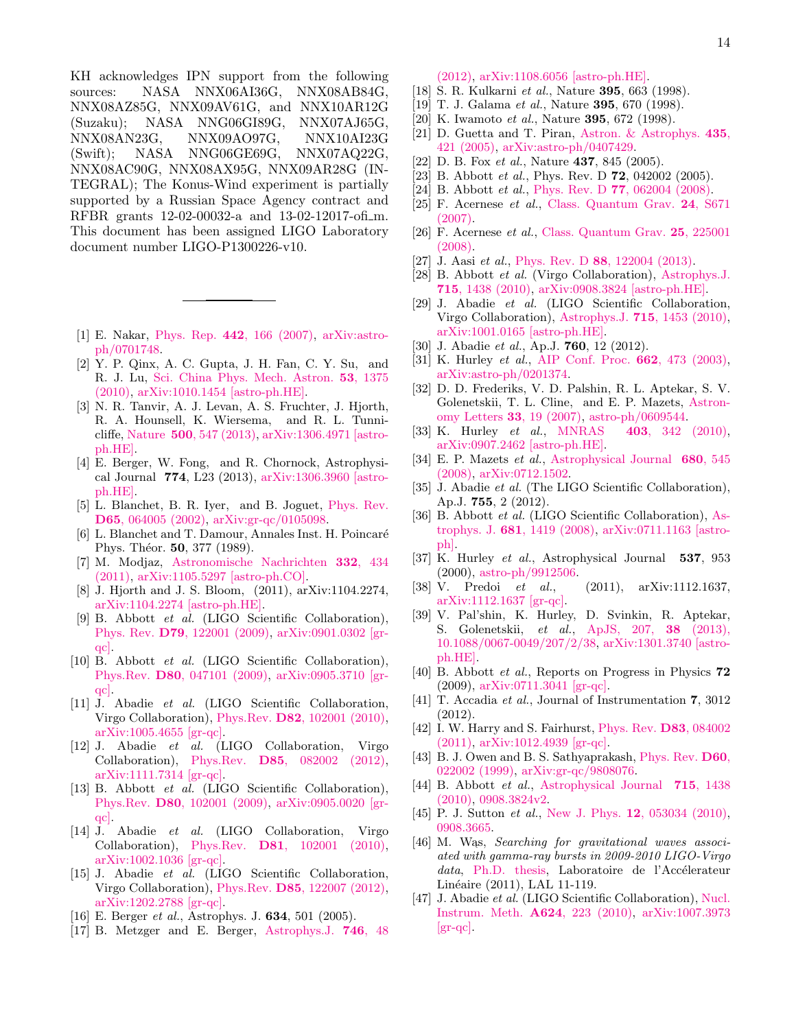KH acknowledges IPN support from the following sources: NASA NNX06AI36G, NNX08AB84G, NNX08AZ85G, NNX09AV61G, and NNX10AR12G (Suzaku); NASA NNG06GI89G, NNX07AJ65G, NNX08AN23G, NNX09AO97G, NNX10AI23G (Swift); NASA NNG06GE69G, NNX07AQ22G, NNX08AC90G, NNX08AX95G, NNX09AR28G (INTEGRAL); The Konus-Wind experiment is partially supported by a Russian Space Agency contract and RFBR grants 12-02-00032-a and 13-02-12017-ofi_m. This document has been assigned LIGO Laboratory document number LIGO-P1300226-v10.

---

[1] E. Nakar, Phys. Rep. **442**, 166 (2007), arXiv:astro-ph/0701748.

[2] Y. P. Qinx, A. C. Gupta, J. H. Fan, C. Y. Su, and R. J. Lu, Sci. China Phys. Mech. Astron. **53**, 1375 (2010), arXiv:1010.1454 [astro-ph.HE].

[3] N. R. Tanvir, A. J. Levan, A. S. Fruchter, J. Hjorth, R. A. Hounsell, K. Wiersema, and R. L. Tunnicliffe, Nature **500**, 547 (2013), arXiv:1306.4971 [astro-ph.HE].

[4] E. Berger, W. Fong, and R. Chornock, Astrophysical Journal **774**, L23 (2013), arXiv:1306.3960 [astro-ph.HE].

[5] L. Blanchet, B. R. Iyer, and B. Joguet, Phys. Rev. **D65**, 064005 (2002), arXiv:gr-qc/0105098.

[6] L. Blanchet and T. Damour, Annales Inst. H. Poincaré Phys. Théor. **50**, 377 (1989).

[7] M. Modjaz, Astronomische Nachrichten **332**, 434 (2011), arXiv:1105.5297 [astro-ph.CO].

[8] J. Hjorth and J. S. Bloom, (2011), arXiv:1104.2274, arXiv:1104.2274 [astro-ph.HE].

[9] B. Abbott *et al.* (LIGO Scientific Collaboration), Phys. Rev. **D79**, 122001 (2009), arXiv:0901.0302 [gr-qc].

[10] B. Abbott *et al.* (LIGO Scientific Collaboration), Phys.Rev. **D80**, 047101 (2009), arXiv:0905.3710 [gr-qc].

[11] J. Abadie *et al.* (LIGO Scientific Collaboration, Virgo Collaboration), Phys.Rev. **D82**, 102001 (2010), arXiv:1005.4655 [gr-qc].

[12] J. Abadie *et al.* (LIGO Collaboration, Virgo Collaboration), Phys.Rev. **D85**, 082002 (2012), arXiv:1111.7314 [gr-qc].

[13] B. Abbott *et al.* (LIGO Scientific Collaboration), Phys.Rev. **D80**, 102001 (2009), arXiv:0905.0020 [gr-qc].

[14] J. Abadie *et al.* (LIGO Collaboration, Virgo Collaboration), Phys.Rev. **D81**, 102001 (2010), arXiv:1002.1036 [gr-qc].

[15] J. Abadie *et al.* (LIGO Scientific Collaboration, Virgo Collaboration), Phys.Rev. **D85**, 122007 (2012), arXiv:1202.2788 [gr-qc].

[16] E. Berger *et al.*, Astrophys. J. **634**, 501 (2005).

[17] B. Metzger and E. Berger, Astrophys.J. **746**, 48 (2012), arXiv:1108.6056 [astro-ph.HE].

[18] S. R. Kulkarni *et al.*, Nature **395**, 663 (1998).

[19] T. J. Galama *et al.*, Nature **395**, 670 (1998).

[20] K. Iwamoto *et al.*, Nature **395**, 672 (1998).

[21] D. Guetta and T. Piran, Astron. & Astrophys. **435**, 421 (2005), arXiv:astro-ph/0407429.

[22] D. B. Fox *et al.*, Nature **437**, 845 (2005).

[23] B. Abbott *et al.*, Phys. Rev. D **72**, 042002 (2005).

[24] B. Abbott *et al.*, Phys. Rev. D **77**, 062004 (2008).

[25] F. Acernese *et al.*, Class. Quantum Grav. **24**, S671 (2007).

[26] F. Acernese *et al.*, Class. Quantum Grav. **25**, 225001 (2008).

[27] J. Aasi *et al.*, Phys. Rev. D **88**, 122004 (2013).

[28] B. Abbott *et al.* (Virgo Collaboration), Astrophys.J. **715**, 1438 (2010), arXiv:0908.3824 [astro-ph.HE].

[29] J. Abadie *et al.* (LIGO Scientific Collaboration, Virgo Collaboration), Astrophys.J. **715**, 1453 (2010), arXiv:1001.0165 [astro-ph.HE].

[30] J. Abadie *et al.*, Ap.J. **760**, 12 (2012).

[31] K. Hurley *et al.*, AIP Conf. Proc. **662**, 473 (2003), arXiv:astro-ph/0201374.

[32] D. D. Frederiks, V. D. Palshin, R. L. Aptekar, S. V. Golenetskii, T. L. Cline, and E. P. Mazets, Astronomy Letters **33**, 19 (2007), astro-ph/0609544.

[33] K. Hurley *et al.*, MNRAS **403**, 342 (2010), arXiv:0907.2462 [astro-ph.HE].

[34] E. P. Mazets *et al.*, Astrophysical Journal **680**, 545 (2008), arXiv:0712.1502.

[35] J. Abadie *et al.* (The LIGO Scientific Collaboration), Ap.J. **755**, 2 (2012).

[36] B. Abbott *et al.* (LIGO Scientific Collaboration), Astrophys. J. **681**, 1419 (2008), arXiv:0711.1163 [astro-ph].

[37] K. Hurley *et al.*, Astrophysical Journal **537**, 953 (2000), astro-ph/9912506.

[38] V. Predoi *et al.*, (2011), arXiv:1112.1637, arXiv:1112.1637 [gr-qc].

[39] V. Pal'shin, K. Hurley, D. Svinkin, R. Aptekar, S. Golenetskii, *et al.*, ApJS, 207, **38** (2013), 10.1088/0067-0049/207/2/38, arXiv:1301.3740 [astro-ph.HE].

[40] B. Abbott *et al.*, Reports on Progress in Physics **72** (2009), arXiv:0711.3041 [gr-qc].

[41] T. Accadia *et al.*, Journal of Instrumentation **7**, 3012 (2012).

[42] I. W. Harry and S. Fairhurst, Phys. Rev. **D83**, 084002 (2011), arXiv:1012.4939 [gr-qc].

[43] B. J. Owen and B. S. Sathyaprakash, Phys. Rev. **D60**, 022002 (1999), arXiv:gr-qc/9808076.

[44] B. Abbott *et al.*, Astrophysical Journal **715**, 1438 (2010), 0908.3824v2.

[45] P. J. Sutton *et al.*, New J. Phys. **12**, 053034 (2010), 0908.3665.

[46] M. Wąs, *Searching for gravitational waves associated with gamma-ray bursts in 2009-2010 LIGO-Virgo data*, Ph.D. thesis, Laboratoire de l'Accélerateur Linéaire (2011), LAL 11-119.

[47] J. Abadie *et al.* (LIGO Scientific Collaboration), Nucl. Instrum. Meth. **A624**, 223 (2010), arXiv:1007.3973 [gr-qc].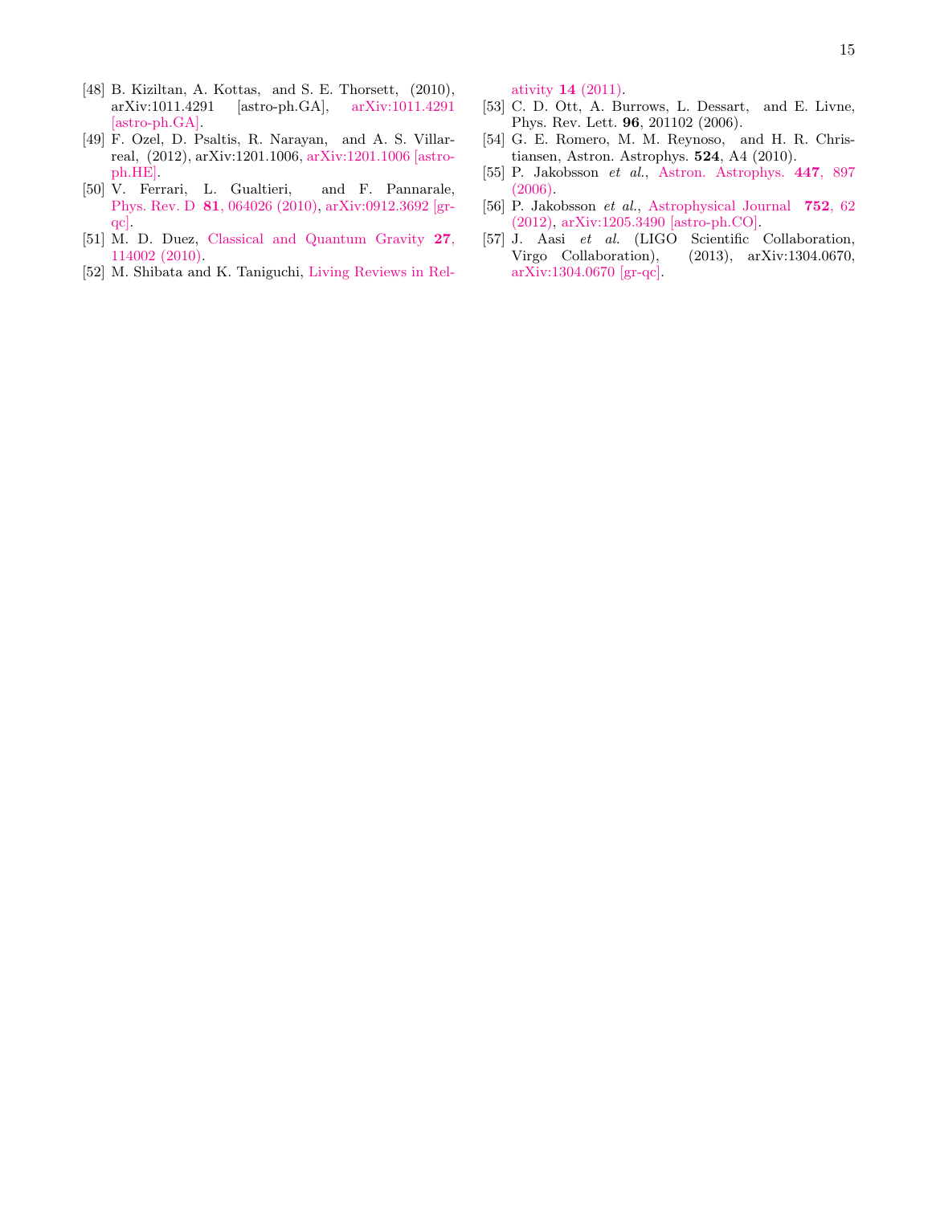[48] B. Kiziltan, A. Kottas, and S. E. Thorsett, (2010), arXiv:1011.4291 [astro-ph.GA], arXiv:1011.4291 [astro-ph.GA].

[49] F. Ozel, D. Psaltis, R. Narayan, and A. S. Villarreal, (2012), arXiv:1201.1006, arXiv:1201.1006 [astro-ph.HE].

[50] V. Ferrari, L. Gualtieri, and F. Pannarale, Phys. Rev. D **81**, 064026 (2010), arXiv:0912.3692 [gr-qc].

[51] M. D. Duez, Classical and Quantum Gravity **27**, 114002 (2010).

[52] M. Shibata and K. Taniguchi, Living Reviews in Relativity **14** (2011).

[53] C. D. Ott, A. Burrows, L. Dessart, and E. Livne, Phys. Rev. Lett. **96**, 201102 (2006).

[54] G. E. Romero, M. M. Reynoso, and H. R. Christiansen, Astron. Astrophys. **524**, A4 (2010).

[55] P. Jakobsson *et al.*, Astron. Astrophys. **447**, 897 (2006).

[56] P. Jakobsson *et al.*, Astrophysical Journal **752**, 62 (2012), arXiv:1205.3490 [astro-ph.CO].

[57] J. Aasi *et al.* (LIGO Scientific Collaboration, Virgo Collaboration), (2013), arXiv:1304.0670, arXiv:1304.0670 [gr-qc].